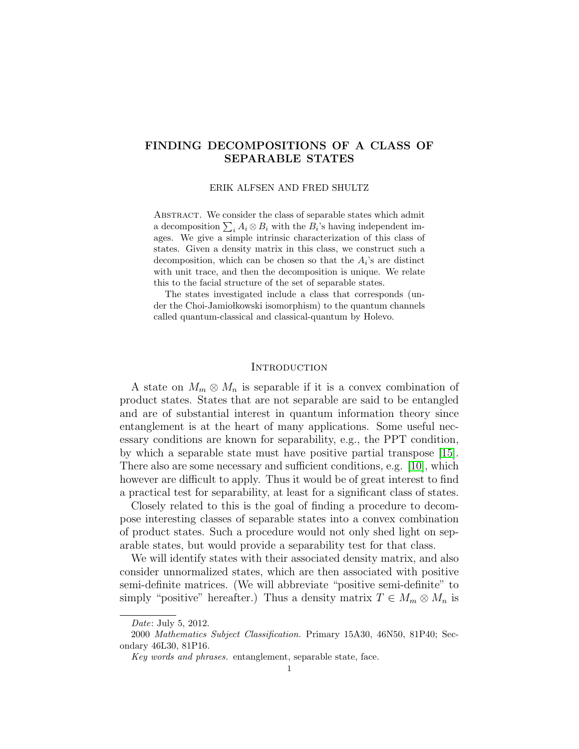# FINDING DECOMPOSITIONS OF A CLASS OF SEPARABLE STATES

ERIK ALFSEN AND FRED SHULTZ

Abstract. We consider the class of separable states which admit a decomposition $\sum_i A_i \otimes B_i$ with the $B_i$'s having independent images. We give a simple intrinsic characterization of this class of states. Given a density matrix in this class, we construct such a decomposition, which can be chosen so that the $A_i$'s are distinct with unit trace, and then the decomposition is unique. We relate this to the facial structure of the set of separable states.

The states investigated include a class that corresponds (under the Choi-Jamiołkowski isomorphism) to the quantum channels called quantum-classical and classical-quantum by Holevo.

## Introduction

A state on $M_m \otimes M_n$ is separable if it is a convex combination of product states. States that are not separable are said to be entangled and are of substantial interest in quantum information theory since entanglement is at the heart of many applications. Some useful necessary conditions are known for separability, e.g., the PPT condition, by which a separable state must have positive partial transpose [15]. There also are some necessary and sufficient conditions, e.g. [10], which however are difficult to apply. Thus it would be of great interest to find a practical test for separability, at least for a significant class of states.

Closely related to this is the goal of finding a procedure to decompose interesting classes of separable states into a convex combination of product states. Such a procedure would not only shed light on separable states, but would provide a separability test for that class.

We will identify states with their associated density matrix, and also consider unnormalized states, which are then associated with positive semi-definite matrices. (We will abbreviate "positive semi-definite" to simply "positive" hereafter.) Thus a density matrix $T \in M_m \otimes M_n$ is

---

*Date*: July 5, 2012.

2000 *Mathematics Subject Classification.* Primary 15A30, 46N50, 81P40; Secondary 46L30, 81P16.

*Key words and phrases.* entanglement, separable state, face.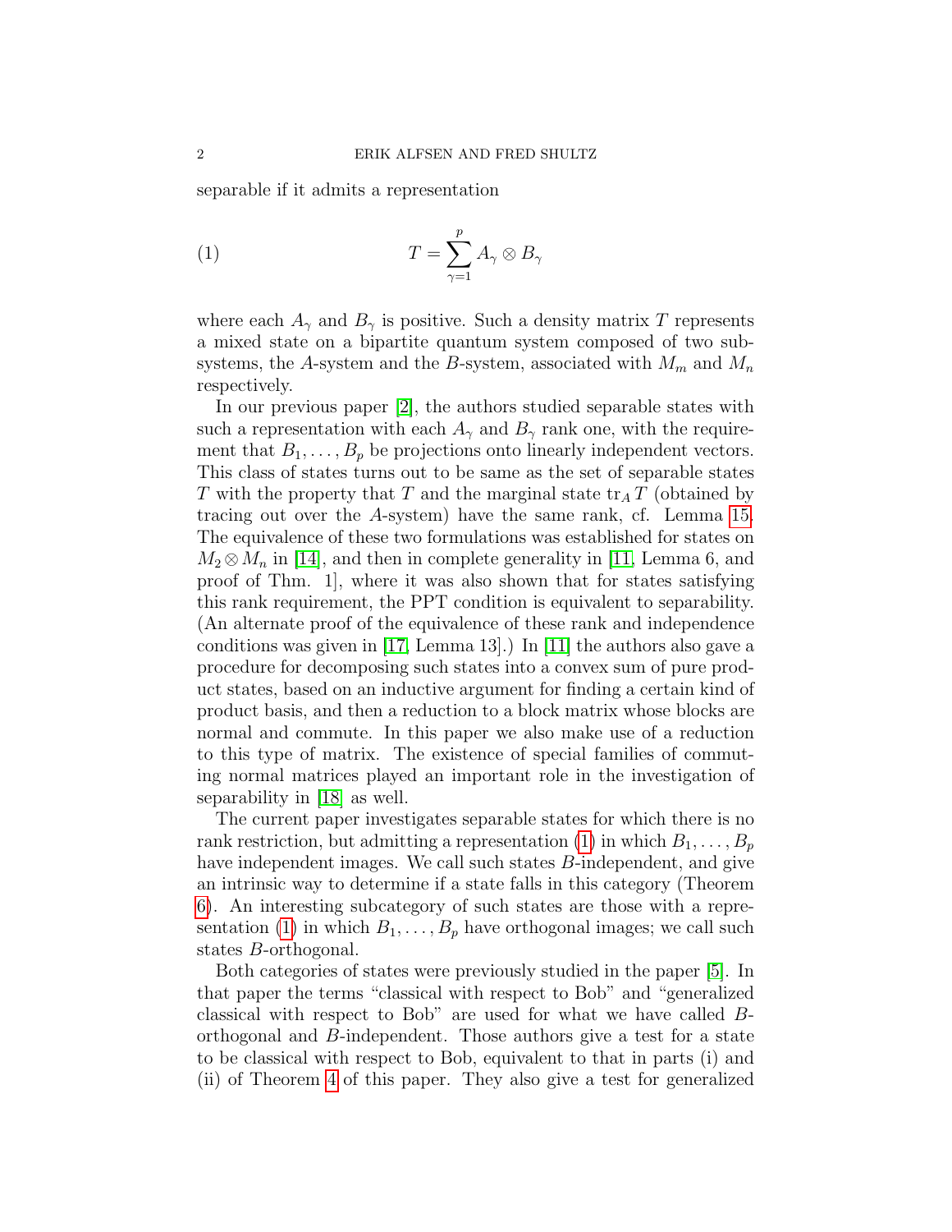separable if it admits a representation

$$T = \sum_{\gamma=1}^{p} A_\gamma \otimes B_\gamma \tag{1}$$

where each $A_\gamma$ and $B_\gamma$ is positive. Such a density matrix $T$ represents a mixed state on a bipartite quantum system composed of two subsystems, the $A$-system and the $B$-system, associated with $M_m$ and $M_n$ respectively.

In our previous paper [2], the authors studied separable states with such a representation with each $A_\gamma$ and $B_\gamma$ rank one, with the requirement that $B_1, \ldots, B_p$ be projections onto linearly independent vectors. This class of states turns out to be same as the set of separable states $T$ with the property that $T$ and the marginal state $\mathrm{tr}_A T$ (obtained by tracing out over the $A$-system) have the same rank, cf. Lemma 15. The equivalence of these two formulations was established for states on $M_2 \otimes M_n$ in [14], and then in complete generality in [11, Lemma 6, and proof of Thm. 1], where it was also shown that for states satisfying this rank requirement, the PPT condition is equivalent to separability. (An alternate proof of the equivalence of these rank and independence conditions was given in [17, Lemma 13].) In [11] the authors also gave a procedure for decomposing such states into a convex sum of pure product states, based on an inductive argument for finding a certain kind of product basis, and then a reduction to a block matrix whose blocks are normal and commute. In this paper we also make use of a reduction to this type of matrix. The existence of special families of commuting normal matrices played an important role in the investigation of separability in [18] as well.

The current paper investigates separable states for which there is no rank restriction, but admitting a representation (1) in which $B_1, \ldots, B_p$ have independent images. We call such states $B$-independent, and give an intrinsic way to determine if a state falls in this category (Theorem 6). An interesting subcategory of such states are those with a representation (1) in which $B_1, \ldots, B_p$ have orthogonal images; we call such states $B$-orthogonal.

Both categories of states were previously studied in the paper [5]. In that paper the terms "classical with respect to Bob" and "generalized classical with respect to Bob" are used for what we have called $B$-orthogonal and $B$-independent. Those authors give a test for a state to be classical with respect to Bob, equivalent to that in parts (i) and (ii) of Theorem 4 of this paper. They also give a test for generalized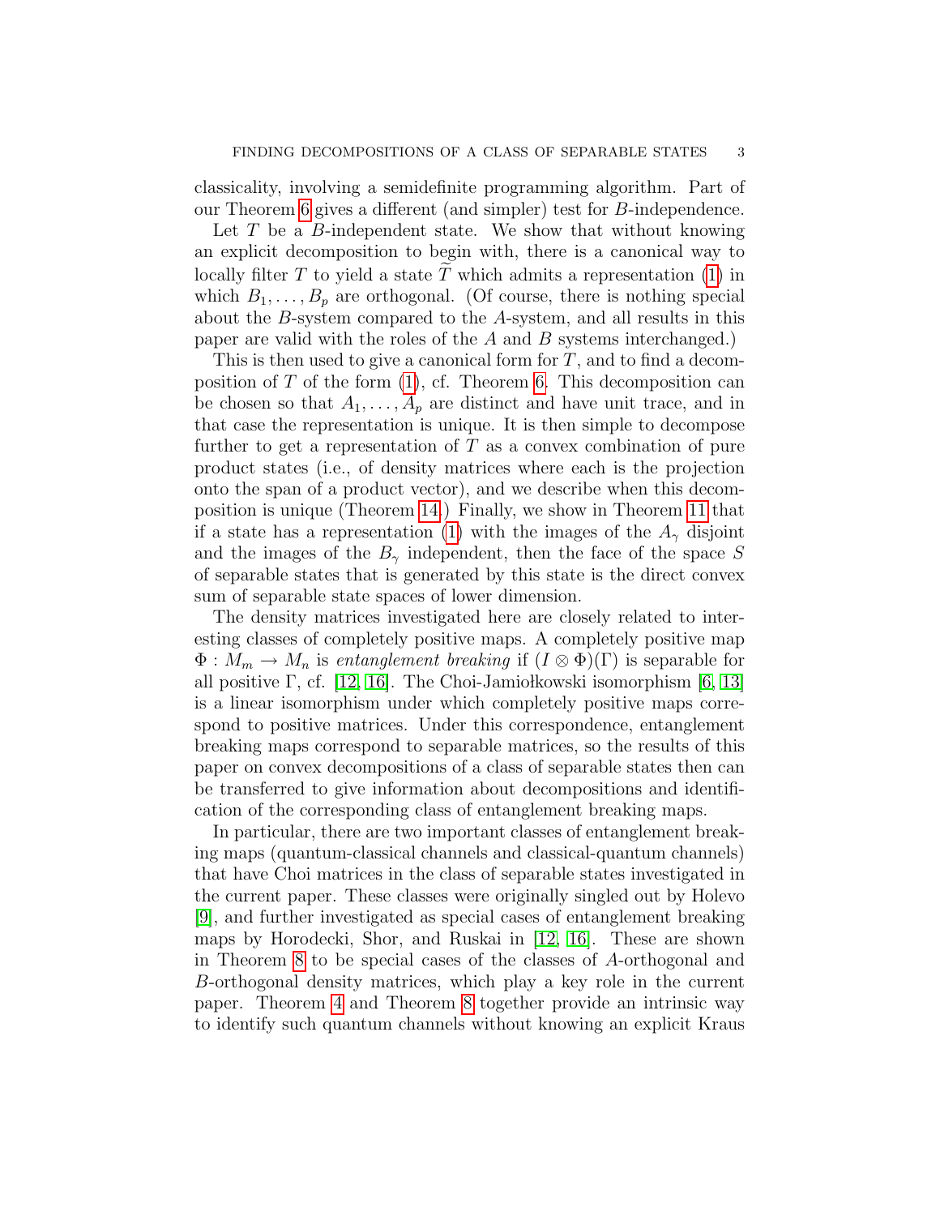classicality, involving a semidefinite programming algorithm. Part of our Theorem 6 gives a different (and simpler) test for $B$-independence.

Let $T$ be a $B$-independent state. We show that without knowing an explicit decomposition to begin with, there is a canonical way to locally filter $T$ to yield a state $\widetilde{T}$ which admits a representation (1) in which $B_1, \ldots, B_p$ are orthogonal. (Of course, there is nothing special about the $B$-system compared to the $A$-system, and all results in this paper are valid with the roles of the $A$ and $B$ systems interchanged.)

This is then used to give a canonical form for $T$, and to find a decomposition of $T$ of the form (1), cf. Theorem 6. This decomposition can be chosen so that $A_1, \ldots, A_p$ are distinct and have unit trace, and in that case the representation is unique. It is then simple to decompose further to get a representation of $T$ as a convex combination of pure product states (i.e., of density matrices where each is the projection onto the span of a product vector), and we describe when this decomposition is unique (Theorem 14.) Finally, we show in Theorem 11 that if a state has a representation (1) with the images of the $A_\gamma$ disjoint and the images of the $B_\gamma$ independent, then the face of the space $S$ of separable states that is generated by this state is the direct convex sum of separable state spaces of lower dimension.

The density matrices investigated here are closely related to interesting classes of completely positive maps. A completely positive map $\Phi : M_m \to M_n$ is *entanglement breaking* if $(I \otimes \Phi)(\Gamma)$ is separable for all positive $\Gamma$, cf. [12, 16]. The Choi-Jamiołkowski isomorphism [6, 13] is a linear isomorphism under which completely positive maps correspond to positive matrices. Under this correspondence, entanglement breaking maps correspond to separable matrices, so the results of this paper on convex decompositions of a class of separable states then can be transferred to give information about decompositions and identification of the corresponding class of entanglement breaking maps.

In particular, there are two important classes of entanglement breaking maps (quantum-classical channels and classical-quantum channels) that have Choi matrices in the class of separable states investigated in the current paper. These classes were originally singled out by Holevo [9], and further investigated as special cases of entanglement breaking maps by Horodecki, Shor, and Ruskai in [12, 16]. These are shown in Theorem 8 to be special cases of the classes of $A$-orthogonal and $B$-orthogonal density matrices, which play a key role in the current paper. Theorem 4 and Theorem 8 together provide an intrinsic way to identify such quantum channels without knowing an explicit Kraus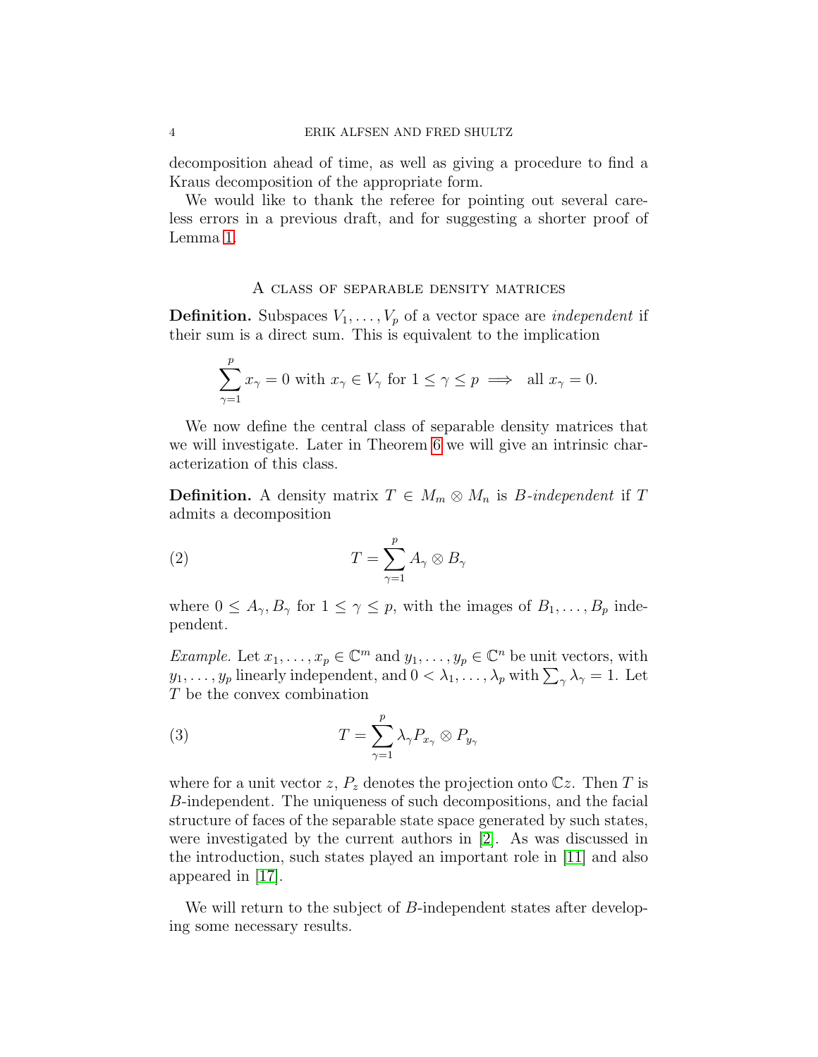decomposition ahead of time, as well as giving a procedure to find a Kraus decomposition of the appropriate form.

We would like to thank the referee for pointing out several careless errors in a previous draft, and for suggesting a shorter proof of Lemma 1.

## A class of separable density matrices

**Definition.** Subspaces $V_1, \dots, V_p$ of a vector space are *independent* if their sum is a direct sum. This is equivalent to the implication

$$\sum_{\gamma=1}^{p} x_\gamma = 0 \text{ with } x_\gamma \in V_\gamma \text{ for } 1 \le \gamma \le p \implies \text{ all } x_\gamma = 0.$$

We now define the central class of separable density matrices that we will investigate. Later in Theorem 6 we will give an intrinsic characterization of this class.

**Definition.** A density matrix $T \in M_m \otimes M_n$ is *B-independent* if $T$ admits a decomposition

$$T = \sum_{\gamma=1}^{p} A_\gamma \otimes B_\gamma \tag{2}$$

where $0 \le A_\gamma, B_\gamma$ for $1 \le \gamma \le p$, with the images of $B_1, \dots, B_p$ independent.

*Example.* Let $x_1, \dots, x_p \in \mathbb{C}^m$ and $y_1, \dots, y_p \in \mathbb{C}^n$ be unit vectors, with $y_1, \dots, y_p$ linearly independent, and $0 < \lambda_1, \dots, \lambda_p$ with $\sum_\gamma \lambda_\gamma = 1$. Let $T$ be the convex combination

$$T = \sum_{\gamma=1}^{p} \lambda_\gamma P_{x_\gamma} \otimes P_{y_\gamma} \tag{3}$$

where for a unit vector $z$, $P_z$ denotes the projection onto $\mathbb{C}z$. Then $T$ is $B$-independent. The uniqueness of such decompositions, and the facial structure of faces of the separable state space generated by such states, were investigated by the current authors in [2]. As was discussed in the introduction, such states played an important role in [11] and also appeared in [17].

We will return to the subject of $B$-independent states after developing some necessary results.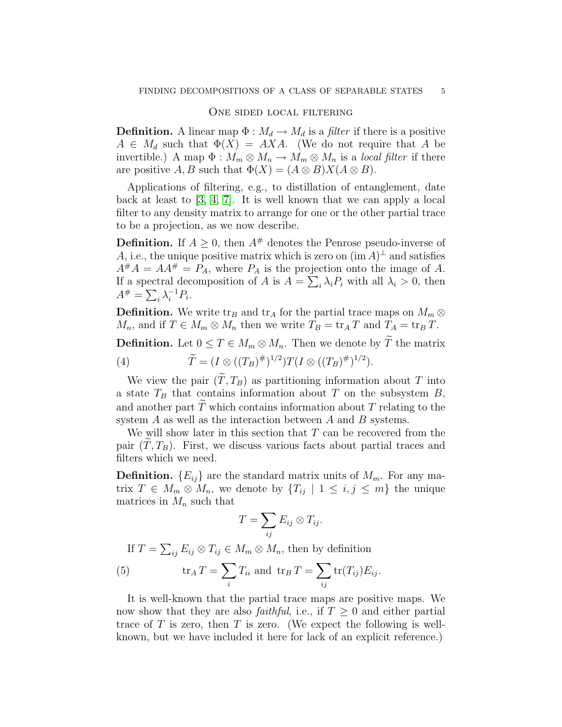## One sided local filtering

**Definition.** A linear map $\Phi : M_d \to M_d$ is a *filter* if there is a positive $A \in M_d$ such that $\Phi(X) = AXA$. (We do not require that $A$ be invertible.) A map $\Phi : M_m \otimes M_n \to M_m \otimes M_n$ is a *local filter* if there are positive $A, B$ such that $\Phi(X) = (A \otimes B)X(A \otimes B)$.

Applications of filtering, e.g., to distillation of entanglement, date back at least to [3, 4, 7]. It is well known that we can apply a local filter to any density matrix to arrange for one or the other partial trace to be a projection, as we now describe.

**Definition.** If $A \geq 0$, then $A^\#$ denotes the Penrose pseudo-inverse of $A$, i.e., the unique positive matrix which is zero on $(\operatorname{im} A)^\perp$ and satisfies $A^\# A = AA^\# = P_A$, where $P_A$ is the projection onto the image of $A$. If a spectral decomposition of $A$ is $A = \sum_i \lambda_i P_i$ with all $\lambda_i > 0$, then $A^\# = \sum_i \lambda_i^{-1} P_i$.

**Definition.** We write $\operatorname{tr}_B$ and $\operatorname{tr}_A$ for the partial trace maps on $M_m \otimes M_n$, and if $T \in M_m \otimes M_n$ then we write $T_B = \operatorname{tr}_A T$ and $T_A = \operatorname{tr}_B T$.

**Definition.** Let $0 \leq T \in M_m \otimes M_n$. Then we denote by $\widetilde{T}$ the matrix

$$\widetilde{T} = (I \otimes ((T_B)^\#)^{1/2}) T (I \otimes ((T_B)^\#)^{1/2}). \tag{4}$$

We view the pair $(\widetilde{T}, T_B)$ as partitioning information about $T$ into a state $T_B$ that contains information about $T$ on the subsystem $B$, and another part $\widetilde{T}$ which contains information about $T$ relating to the system $A$ as well as the interaction between $A$ and $B$ systems.

We will show later in this section that $T$ can be recovered from the pair $(\widetilde{T}, T_B)$. First, we discuss various facts about partial traces and filters which we need.

**Definition.** $\{E_{ij}\}$ are the standard matrix units of $M_m$. For any matrix $T \in M_m \otimes M_n$, we denote by $\{T_{ij} \mid 1 \leq i, j \leq m\}$ the unique matrices in $M_n$ such that

$$T = \sum_{ij} E_{ij} \otimes T_{ij}.$$

If $T = \sum_{ij} E_{ij} \otimes T_{ij} \in M_m \otimes M_n$, then by definition

$$\operatorname{tr}_A T = \sum_i T_{ii} \text{ and } \operatorname{tr}_B T = \sum_{ij} \operatorname{tr}(T_{ij}) E_{ij}. \tag{5}$$

It is well-known that the partial trace maps are positive maps. We now show that they are also *faithful*, i.e., if $T \geq 0$ and either partial trace of $T$ is zero, then $T$ is zero. (We expect the following is well-known, but we have included it here for lack of an explicit reference.)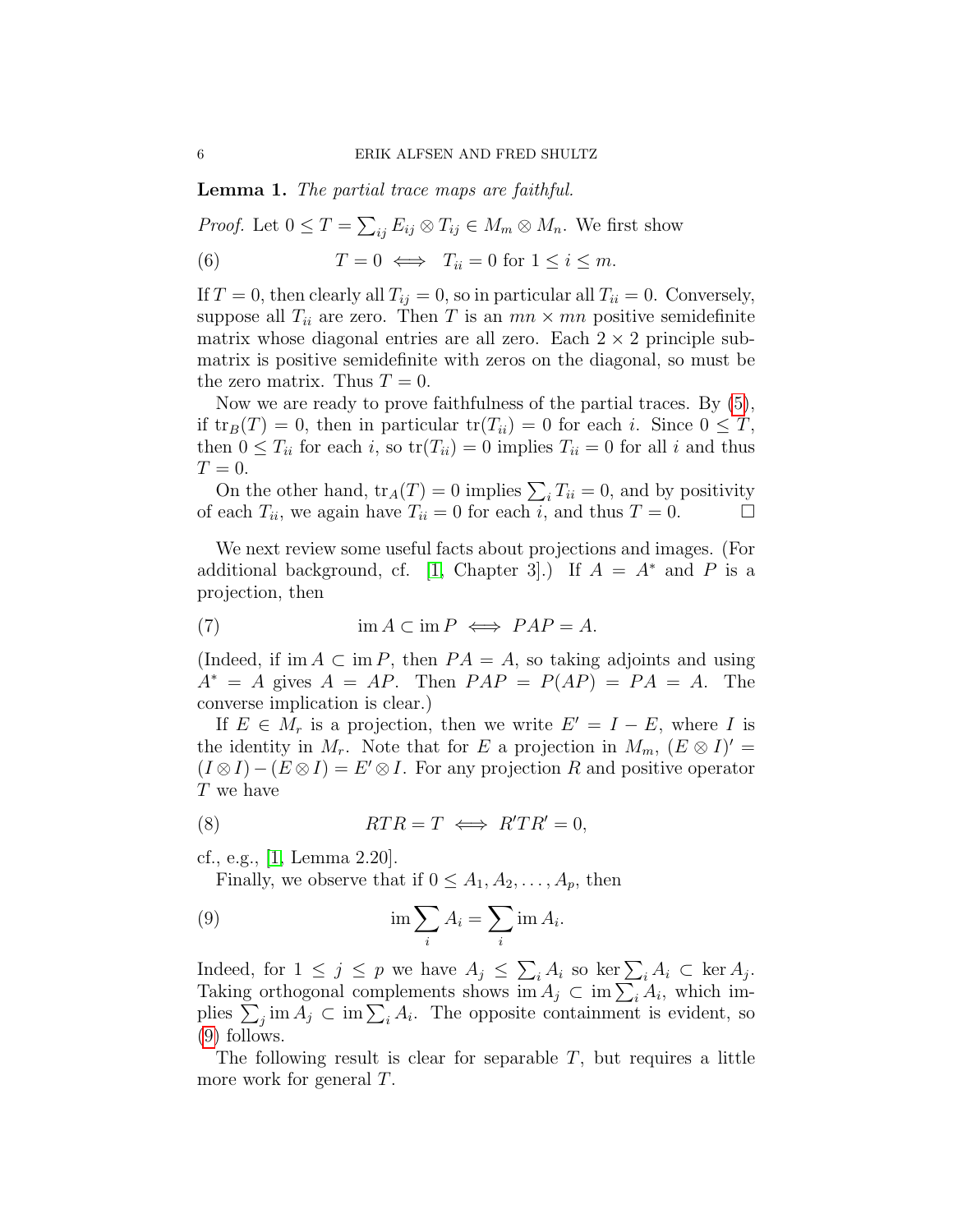**Lemma 1.** *The partial trace maps are faithful.*

*Proof.* Let $0 \leq T = \sum_{ij} E_{ij} \otimes T_{ij} \in M_m \otimes M_n$. We first show

$$T = 0 \iff T_{ii} = 0 \text{ for } 1 \leq i \leq m. \tag{6}$$

If $T = 0$, then clearly all $T_{ij} = 0$, so in particular all $T_{ii} = 0$. Conversely, suppose all $T_{ii}$ are zero. Then $T$ is an $mn \times mn$ positive semidefinite matrix whose diagonal entries are all zero. Each $2 \times 2$ principle submatrix is positive semidefinite with zeros on the diagonal, so must be the zero matrix. Thus $T = 0$.

Now we are ready to prove faithfulness of the partial traces. By (5), if $\operatorname{tr}_B(T) = 0$, then in particular $\operatorname{tr}(T_{ii}) = 0$ for each $i$. Since $0 \leq T$, then $0 \leq T_{ii}$ for each $i$, so $\operatorname{tr}(T_{ii}) = 0$ implies $T_{ii} = 0$ for all $i$ and thus $T = 0$.

On the other hand, $\operatorname{tr}_A(T) = 0$ implies $\sum_i T_{ii} = 0$, and by positivity of each $T_{ii}$, we again have $T_{ii} = 0$ for each $i$, and thus $T = 0$. $\square$

We next review some useful facts about projections and images. (For additional background, cf. [1, Chapter 3].) If $A = A^*$ and $P$ is a projection, then

$$\operatorname{im} A \subset \operatorname{im} P \iff PAP = A. \tag{7}$$

(Indeed, if $\operatorname{im} A \subset \operatorname{im} P$, then $PA = A$, so taking adjoints and using $A^* = A$ gives $A = AP$. Then $PAP = P(AP) = PA = A$. The converse implication is clear.)

If $E \in M_r$ is a projection, then we write $E' = I - E$, where $I$ is the identity in $M_r$. Note that for $E$ a projection in $M_m$, $(E \otimes I)' = (I \otimes I) - (E \otimes I) = E' \otimes I$. For any projection $R$ and positive operator $T$ we have

$$RTR = T \iff R'TR' = 0, \tag{8}$$

cf., e.g., [1, Lemma 2.20].

Finally, we observe that if $0 \leq A_1, A_2, \ldots, A_p$, then

$$\operatorname{im} \sum_i A_i = \sum_i \operatorname{im} A_i. \tag{9}$$

Indeed, for $1 \leq j \leq p$ we have $A_j \leq \sum_i A_i$ so $\ker \sum_i A_i \subset \ker A_j$. Taking orthogonal complements shows $\operatorname{im} A_j \subset \operatorname{im} \sum_i A_i$, which implies $\sum_j \operatorname{im} A_j \subset \operatorname{im} \sum_i A_i$. The opposite containment is evident, so (9) follows.

The following result is clear for separable $T$, but requires a little more work for general $T$.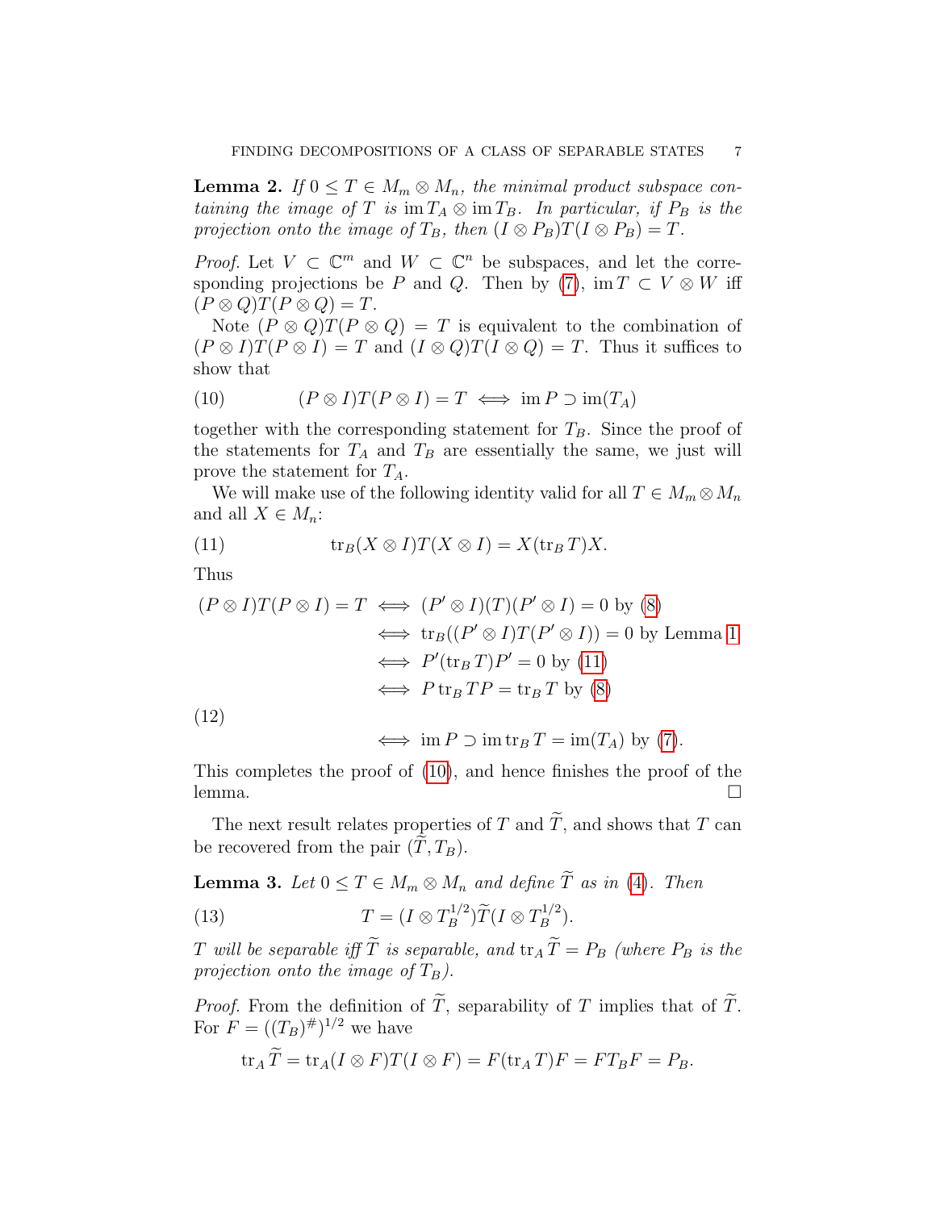**Lemma 2.** *If $0 \leq T \in M_m \otimes M_n$, the minimal product subspace containing the image of $T$ is $\operatorname{im} T_A \otimes \operatorname{im} T_B$. In particular, if $P_B$ is the projection onto the image of $T_B$, then $(I \otimes P_B)T(I \otimes P_B) = T$.*

*Proof.* Let $V \subset \mathbb{C}^m$ and $W \subset \mathbb{C}^n$ be subspaces, and let the corresponding projections be $P$ and $Q$. Then by (7), $\operatorname{im} T \subset V \otimes W$ iff $(P \otimes Q)T(P \otimes Q) = T$.

Note $(P \otimes Q)T(P \otimes Q) = T$ is equivalent to the combination of $(P \otimes I)T(P \otimes I) = T$ and $(I \otimes Q)T(I \otimes Q) = T$. Thus it suffices to show that

$$(P \otimes I)T(P \otimes I) = T \iff \operatorname{im} P \supset \operatorname{im}(T_A) \tag{10}$$

together with the corresponding statement for $T_B$. Since the proof of the statements for $T_A$ and $T_B$ are essentially the same, we just will prove the statement for $T_A$.

We will make use of the following identity valid for all $T \in M_m \otimes M_n$ and all $X \in M_n$:

$$\operatorname{tr}_B (X \otimes I)T(X \otimes I) = X(\operatorname{tr}_B T)X. \tag{11}$$

Thus

$$\begin{aligned}
(P \otimes I)T(P \otimes I) = T &\iff (P' \otimes I)(T)(P' \otimes I) = 0 \text{ by (8)} \\
&\iff \operatorname{tr}_B((P' \otimes I)T(P' \otimes I)) = 0 \text{ by Lemma 1} \\
&\iff P'(\operatorname{tr}_B T)P' = 0 \text{ by (11)} \\
&\iff P \operatorname{tr}_B T P = \operatorname{tr}_B T \text{ by (8)} \\
&\iff \operatorname{im} P \supset \operatorname{im} \operatorname{tr}_B T = \operatorname{im}(T_A) \text{ by (7)}.
\end{aligned} \tag{12}$$

This completes the proof of (10), and hence finishes the proof of the lemma. □

The next result relates properties of $T$ and $\widetilde{T}$, and shows that $T$ can be recovered from the pair $(\widetilde{T}, T_B)$.

**Lemma 3.** *Let $0 \leq T \in M_m \otimes M_n$ and define $\widetilde{T}$ as in (4). Then*

$$T = (I \otimes T_B^{1/2})\widetilde{T}(I \otimes T_B^{1/2}). \tag{13}$$

*$T$ will be separable iff $\widetilde{T}$ is separable, and $\operatorname{tr}_A \widetilde{T} = P_B$ (where $P_B$ is the projection onto the image of $T_B$).*

*Proof.* From the definition of $\widetilde{T}$, separability of $T$ implies that of $\widetilde{T}$. For $F = ((T_B)^{\#})^{1/2}$ we have

$$\operatorname{tr}_A \widetilde{T} = \operatorname{tr}_A (I \otimes F)T(I \otimes F) = F(\operatorname{tr}_A T)F = F T_B F = P_B.$$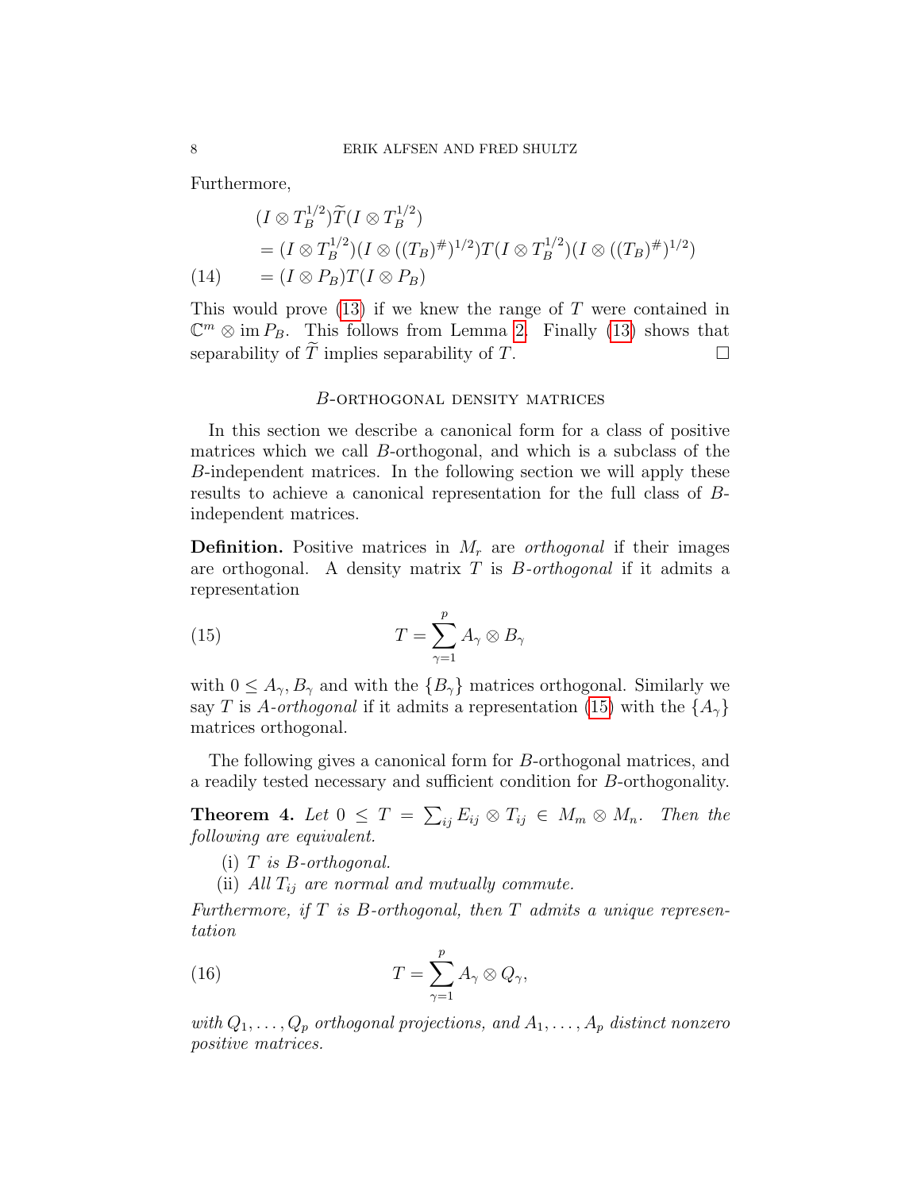Furthermore,

$$
\begin{aligned}
&(I \otimes T_B^{1/2})\widetilde{T}(I \otimes T_B^{1/2}) \\
&\quad = (I \otimes T_B^{1/2})(I \otimes ((T_B)^{\#})^{1/2})T(I \otimes T_B^{1/2})(I \otimes ((T_B)^{\#})^{1/2}) \\
(14) \qquad &\quad = (I \otimes P_B)T(I \otimes P_B)
\end{aligned}
$$

This would prove (13) if we knew the range of $T$ were contained in $\mathbb{C}^m \otimes \operatorname{im} P_B$. This follows from Lemma 2. Finally (13) shows that separability of $\widetilde{T}$ implies separability of $T$. $\square$

## $B$-orthogonal density matrices

In this section we describe a canonical form for a class of positive matrices which we call $B$-orthogonal, and which is a subclass of the $B$-independent matrices. In the following section we will apply these results to achieve a canonical representation for the full class of $B$-independent matrices.

**Definition.** Positive matrices in $M_r$ are *orthogonal* if their images are orthogonal. A density matrix $T$ is *$B$-orthogonal* if it admits a representation

$$
T = \sum_{\gamma=1}^{p} A_\gamma \otimes B_\gamma \tag{15}
$$

with $0 \leq A_\gamma, B_\gamma$ and with the $\{B_\gamma\}$ matrices orthogonal. Similarly we say $T$ is *$A$-orthogonal* if it admits a representation (15) with the $\{A_\gamma\}$ matrices orthogonal.

The following gives a canonical form for $B$-orthogonal matrices, and a readily tested necessary and sufficient condition for $B$-orthogonality.

**Theorem 4.** *Let $0 \leq T = \sum_{ij} E_{ij} \otimes T_{ij} \in M_m \otimes M_n$. Then the following are equivalent.*

(i) *$T$ is $B$-orthogonal.*
(ii) *All $T_{ij}$ are normal and mutually commute.*

*Furthermore, if $T$ is $B$-orthogonal, then $T$ admits a unique representation*

$$
T = \sum_{\gamma=1}^{p} A_\gamma \otimes Q_\gamma, \tag{16}
$$

*with $Q_1, \ldots, Q_p$ orthogonal projections, and $A_1, \ldots, A_p$ distinct nonzero positive matrices.*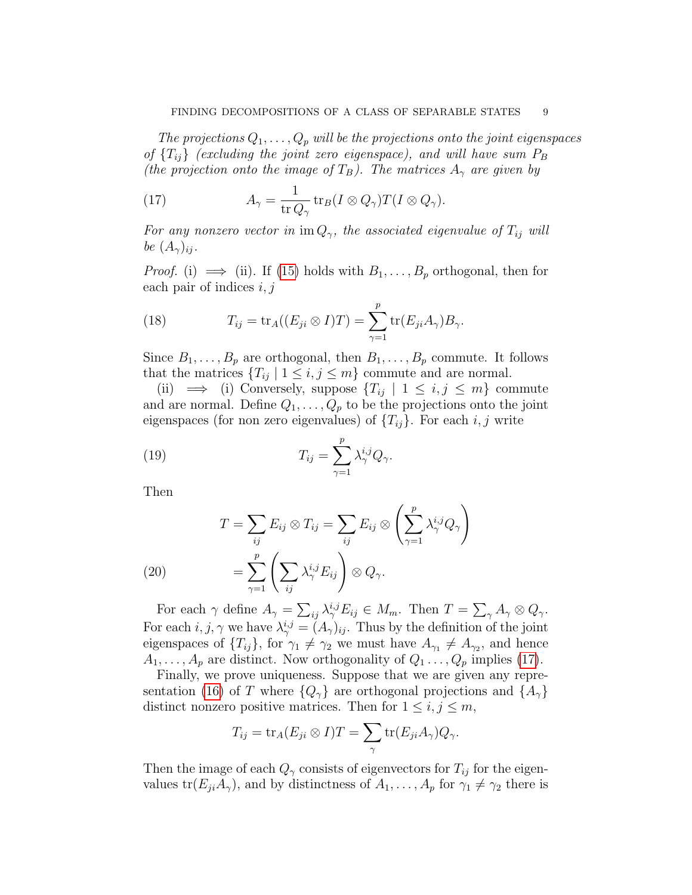*The projections $Q_1, \ldots, Q_p$ will be the projections onto the joint eigenspaces of $\{T_{ij}\}$ (excluding the joint zero eigenspace), and will have sum $P_B$ (the projection onto the image of $T_B$). The matrices $A_\gamma$ are given by*

$$A_\gamma = \frac{1}{\operatorname{tr} Q_\gamma} \operatorname{tr}_B (I \otimes Q_\gamma) T (I \otimes Q_\gamma). \tag{17}$$

*For any nonzero vector in $\operatorname{im} Q_\gamma$, the associated eigenvalue of $T_{ij}$ will be $(A_\gamma)_{ij}$.*

*Proof.* (i) $\implies$ (ii). If (15) holds with $B_1, \ldots, B_p$ orthogonal, then for each pair of indices $i, j$

$$T_{ij} = \operatorname{tr}_A((E_{ji} \otimes I)T) = \sum_{\gamma=1}^{p} \operatorname{tr}(E_{ji} A_\gamma) B_\gamma. \tag{18}$$

Since $B_1, \ldots, B_p$ are orthogonal, then $B_1, \ldots, B_p$ commute. It follows that the matrices $\{T_{ij} \mid 1 \leq i, j \leq m\}$ commute and are normal.

(ii) $\implies$ (i) Conversely, suppose $\{T_{ij} \mid 1 \leq i, j \leq m\}$ commute and are normal. Define $Q_1, \ldots, Q_p$ to be the projections onto the joint eigenspaces (for non zero eigenvalues) of $\{T_{ij}\}$. For each $i, j$ write

$$T_{ij} = \sum_{\gamma=1}^{p} \lambda_\gamma^{i,j} Q_\gamma. \tag{19}$$

Then

$$\begin{aligned} T = \sum_{ij} E_{ij} \otimes T_{ij} &= \sum_{ij} E_{ij} \otimes \left( \sum_{\gamma=1}^{p} \lambda_\gamma^{i,j} Q_\gamma \right) \\ &= \sum_{\gamma=1}^{p} \left( \sum_{ij} \lambda_\gamma^{i,j} E_{ij} \right) \otimes Q_\gamma. \end{aligned} \tag{20}$$

For each $\gamma$ define $A_\gamma = \sum_{ij} \lambda_\gamma^{i,j} E_{ij} \in M_m$. Then $T = \sum_\gamma A_\gamma \otimes Q_\gamma$. For each $i, j, \gamma$ we have $\lambda_\gamma^{i,j} = (A_\gamma)_{ij}$. Thus by the definition of the joint eigenspaces of $\{T_{ij}\}$, for $\gamma_1 \neq \gamma_2$ we must have $A_{\gamma_1} \neq A_{\gamma_2}$, and hence $A_1, \ldots, A_p$ are distinct. Now orthogonality of $Q_1 \ldots, Q_p$ implies (17).

Finally, we prove uniqueness. Suppose that we are given any representation (16) of $T$ where $\{Q_\gamma\}$ are orthogonal projections and $\{A_\gamma\}$ distinct nonzero positive matrices. Then for $1 \leq i, j \leq m$,

$$T_{ij} = \operatorname{tr}_A (E_{ji} \otimes I) T = \sum_\gamma \operatorname{tr}(E_{ji} A_\gamma) Q_\gamma.$$

Then the image of each $Q_\gamma$ consists of eigenvectors for $T_{ij}$ for the eigenvalues $\operatorname{tr}(E_{ji} A_\gamma)$, and by distinctness of $A_1, \ldots, A_p$ for $\gamma_1 \neq \gamma_2$ there is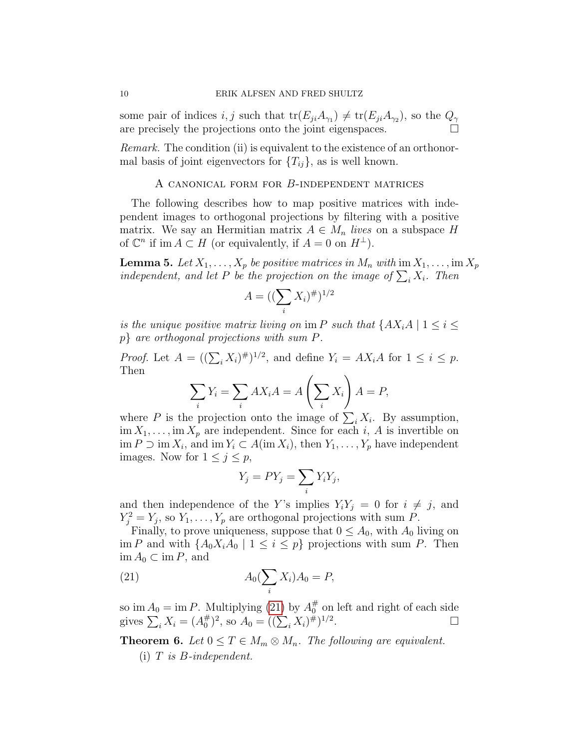some pair of indices $i, j$ such that $\operatorname{tr}(E_{ji}A_{\gamma_1}) \neq \operatorname{tr}(E_{ji}A_{\gamma_2})$, so the $Q_\gamma$ are precisely the projections onto the joint eigenspaces. □

*Remark.* The condition (ii) is equivalent to the existence of an orthonormal basis of joint eigenvectors for $\{T_{ij}\}$, as is well known.

## A canonical form for $B$-independent matrices

The following describes how to map positive matrices with independent images to orthogonal projections by filtering with a positive matrix. We say an Hermitian matrix $A \in M_n$ *lives* on a subspace $H$ of $\mathbb{C}^n$ if $\operatorname{im} A \subset H$ (or equivalently, if $A = 0$ on $H^\perp$).

**Lemma 5.** *Let $X_1, \ldots, X_p$ be positive matrices in $M_n$ with $\operatorname{im} X_1, \ldots, \operatorname{im} X_p$ independent, and let $P$ be the projection on the image of $\sum_i X_i$. Then*

$$A = ((\sum_i X_i)^\#)^{1/2}$$

*is the unique positive matrix living on $\operatorname{im} P$ such that $\{AX_iA \mid 1 \leq i \leq p\}$ are orthogonal projections with sum $P$.*

*Proof.* Let $A = ((\sum_i X_i)^\#)^{1/2}$, and define $Y_i = AX_iA$ for $1 \leq i \leq p$. Then

$$\sum_i Y_i = \sum_i AX_iA = A\left(\sum_i X_i\right)A = P,$$

where $P$ is the projection onto the image of $\sum_i X_i$. By assumption, $\operatorname{im} X_1, \ldots, \operatorname{im} X_p$ are independent. Since for each $i$, $A$ is invertible on $\operatorname{im} P \supset \operatorname{im} X_i$, and $\operatorname{im} Y_i \subset A(\operatorname{im} X_i)$, then $Y_1, \ldots, Y_p$ have independent images. Now for $1 \leq j \leq p$,

$$Y_j = PY_j = \sum_i Y_iY_j,$$

and then independence of the $Y$'s implies $Y_iY_j = 0$ for $i \neq j$, and $Y_j^2 = Y_j$, so $Y_1, \ldots, Y_p$ are orthogonal projections with sum $P$.

Finally, to prove uniqueness, suppose that $0 \leq A_0$, with $A_0$ living on $\operatorname{im} P$ and with $\{A_0X_iA_0 \mid 1 \leq i \leq p\}$ projections with sum $P$. Then $\operatorname{im} A_0 \subset \operatorname{im} P$, and

$$A_0(\sum_i X_i)A_0 = P, \tag{21}$$

so $\operatorname{im} A_0 = \operatorname{im} P$. Multiplying (21) by $A_0^\#$ on left and right of each side gives $\sum_i X_i = (A_0^\#)^2$, so $A_0 = ((\sum_i X_i)^\#)^{1/2}$. □

**Theorem 6.** *Let $0 \leq T \in M_m \otimes M_n$. The following are equivalent.*

(i) *$T$ is $B$-independent.*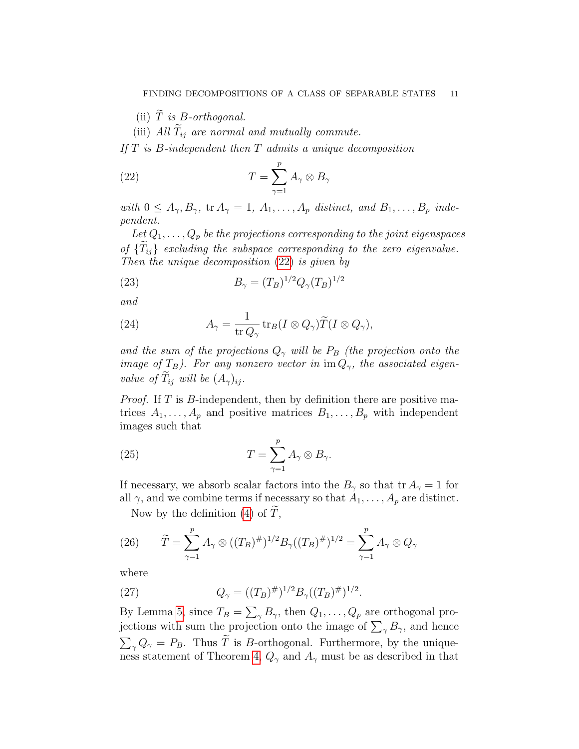(ii) $\widetilde{T}$ *is $B$-orthogonal.*

(iii) *All $\widetilde{T}_{ij}$ are normal and mutually commute.*

*If $T$ is $B$-independent then $T$ admits a unique decomposition*

$$T = \sum_{\gamma=1}^{p} A_\gamma \otimes B_\gamma \tag{22}$$

*with $0 \leq A_\gamma, B_\gamma$, $\operatorname{tr} A_\gamma = 1$, $A_1, \ldots, A_p$ distinct, and $B_1, \ldots, B_p$ independent.*

*Let $Q_1, \ldots, Q_p$ be the projections corresponding to the joint eigenspaces of $\{\widetilde{T}_{ij}\}$ excluding the subspace corresponding to the zero eigenvalue. Then the unique decomposition (22) is given by*

$$B_\gamma = (T_B)^{1/2} Q_\gamma (T_B)^{1/2} \tag{23}$$

*and*

$$A_\gamma = \frac{1}{\operatorname{tr} Q_\gamma} \operatorname{tr}_B (I \otimes Q_\gamma) \widetilde{T} (I \otimes Q_\gamma), \tag{24}$$

*and the sum of the projections $Q_\gamma$ will be $P_B$ (the projection onto the image of $T_B$). For any nonzero vector in $\operatorname{im} Q_\gamma$, the associated eigenvalue of $\widetilde{T}_{ij}$ will be $(A_\gamma)_{ij}$.*

*Proof.* If $T$ is $B$-independent, then by definition there are positive matrices $A_1, \ldots, A_p$ and positive matrices $B_1, \ldots, B_p$ with independent images such that

$$T = \sum_{\gamma=1}^{p} A_\gamma \otimes B_\gamma. \tag{25}$$

If necessary, we absorb scalar factors into the $B_\gamma$ so that $\operatorname{tr} A_\gamma = 1$ for all $\gamma$, and we combine terms if necessary so that $A_1, \ldots, A_p$ are distinct.

Now by the definition (4) of $\widetilde{T}$,

$$\widetilde{T} = \sum_{\gamma=1}^{p} A_\gamma \otimes ((T_B)^{\#})^{1/2} B_\gamma ((T_B)^{\#})^{1/2} = \sum_{\gamma=1}^{p} A_\gamma \otimes Q_\gamma \tag{26}$$

where

$$Q_\gamma = ((T_B)^{\#})^{1/2} B_\gamma ((T_B)^{\#})^{1/2}. \tag{27}$$

By Lemma 5, since $T_B = \sum_\gamma B_\gamma$, then $Q_1, \ldots, Q_p$ are orthogonal projections with sum the projection onto the image of $\sum_\gamma B_\gamma$, and hence $\sum_\gamma Q_\gamma = P_B$. Thus $\widetilde{T}$ is $B$-orthogonal. Furthermore, by the uniqueness statement of Theorem 4, $Q_\gamma$ and $A_\gamma$ must be as described in that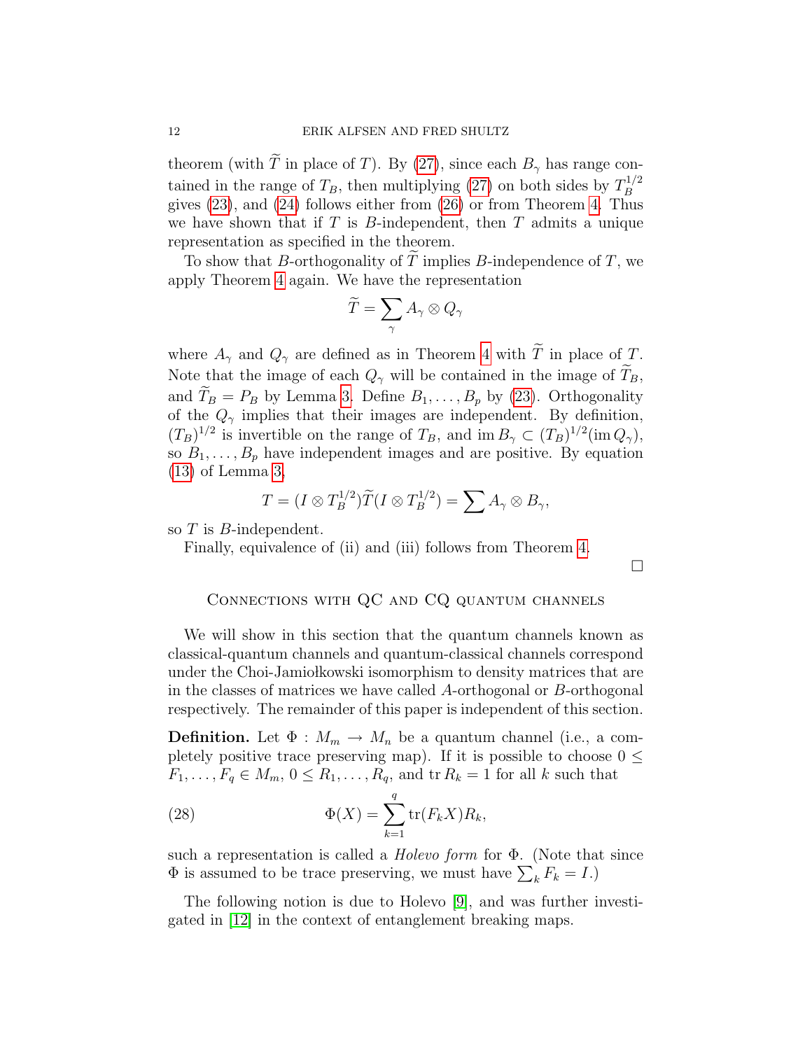theorem (with $\widetilde{T}$ in place of $T$). By (27), since each $B_\gamma$ has range contained in the range of $T_B$, then multiplying (27) on both sides by $T_B^{1/2}$ gives (23), and (24) follows either from (26) or from Theorem 4. Thus we have shown that if $T$ is $B$-independent, then $T$ admits a unique representation as specified in the theorem.

To show that $B$-orthogonality of $\widetilde{T}$ implies $B$-independence of $T$, we apply Theorem 4 again. We have the representation

$$\widetilde{T} = \sum_\gamma A_\gamma \otimes Q_\gamma$$

where $A_\gamma$ and $Q_\gamma$ are defined as in Theorem 4 with $\widetilde{T}$ in place of $T$. Note that the image of each $Q_\gamma$ will be contained in the image of $\widetilde{T}_B$, and $\widetilde{T}_B = P_B$ by Lemma 3. Define $B_1, \ldots, B_p$ by (23). Orthogonality of the $Q_\gamma$ implies that their images are independent. By definition, $(T_B)^{1/2}$ is invertible on the range of $T_B$, and $\operatorname{im} B_\gamma \subset (T_B)^{1/2}(\operatorname{im} Q_\gamma)$, so $B_1, \ldots, B_p$ have independent images and are positive. By equation (13) of Lemma 3,

$$T = (I \otimes T_B^{1/2})\widetilde{T}(I \otimes T_B^{1/2}) = \sum A_\gamma \otimes B_\gamma,$$

so $T$ is $B$-independent.

Finally, equivalence of (ii) and (iii) follows from Theorem 4.

□

## Connections with QC and CQ quantum channels

We will show in this section that the quantum channels known as classical-quantum channels and quantum-classical channels correspond under the Choi-Jamiołkowski isomorphism to density matrices that are in the classes of matrices we have called $A$-orthogonal or $B$-orthogonal respectively. The remainder of this paper is independent of this section.

**Definition.** Let $\Phi : M_m \to M_n$ be a quantum channel (i.e., a completely positive trace preserving map). If it is possible to choose $0 \leq F_1, \ldots, F_q \in M_m$, $0 \leq R_1, \ldots, R_q$, and $\operatorname{tr} R_k = 1$ for all $k$ such that

$$\Phi(X) = \sum_{k=1}^{q} \operatorname{tr}(F_k X) R_k, \tag{28}$$

such a representation is called a *Holevo form* for $\Phi$. (Note that since $\Phi$ is assumed to be trace preserving, we must have $\sum_k F_k = I$.)

The following notion is due to Holevo [9], and was further investigated in [12] in the context of entanglement breaking maps.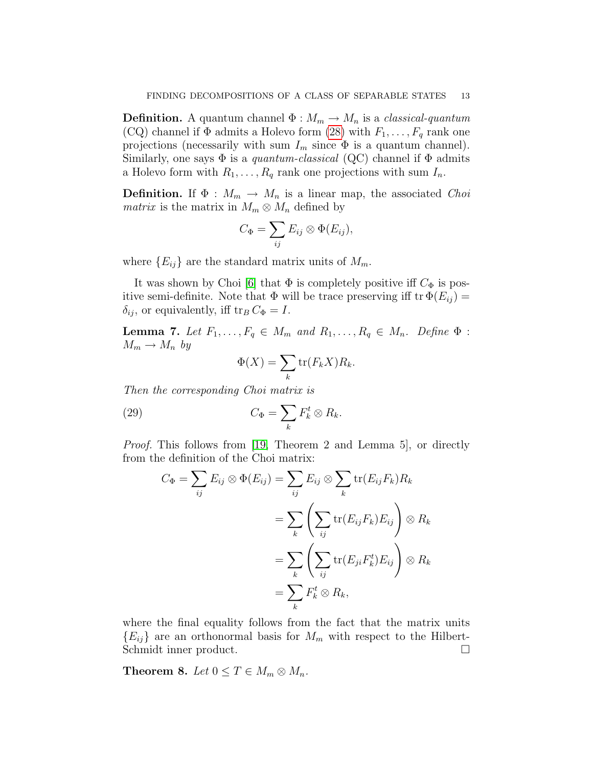**Definition.** A quantum channel $\Phi : M_m \to M_n$ is a *classical-quantum* (CQ) channel if $\Phi$ admits a Holevo form (28) with $F_1, \ldots, F_q$ rank one projections (necessarily with sum $I_m$ since $\Phi$ is a quantum channel). Similarly, one says $\Phi$ is a *quantum-classical* (QC) channel if $\Phi$ admits a Holevo form with $R_1, \ldots, R_q$ rank one projections with sum $I_n$.

**Definition.** If $\Phi : M_m \to M_n$ is a linear map, the associated *Choi matrix* is the matrix in $M_m \otimes M_n$ defined by

$$C_\Phi = \sum_{ij} E_{ij} \otimes \Phi(E_{ij}),$$

where $\{E_{ij}\}$ are the standard matrix units of $M_m$.

It was shown by Choi [6] that $\Phi$ is completely positive iff $C_\Phi$ is positive semi-definite. Note that $\Phi$ will be trace preserving iff $\operatorname{tr} \Phi(E_{ij}) = \delta_{ij}$, or equivalently, iff $\operatorname{tr}_B C_\Phi = I$.

**Lemma 7.** *Let $F_1, \ldots, F_q \in M_m$ and $R_1, \ldots, R_q \in M_n$. Define $\Phi : M_m \to M_n$ by*

$$\Phi(X) = \sum_k \operatorname{tr}(F_k X) R_k.$$

*Then the corresponding Choi matrix is*

$$C_\Phi = \sum_k F_k^t \otimes R_k. \tag{29}$$

*Proof.* This follows from [19, Theorem 2 and Lemma 5], or directly from the definition of the Choi matrix:

$$\begin{aligned}
C_\Phi = \sum_{ij} E_{ij} \otimes \Phi(E_{ij}) &= \sum_{ij} E_{ij} \otimes \sum_k \operatorname{tr}(E_{ij} F_k) R_k \\
&= \sum_k \left( \sum_{ij} \operatorname{tr}(E_{ij} F_k) E_{ij} \right) \otimes R_k \\
&= \sum_k \left( \sum_{ij} \operatorname{tr}(E_{ji} F_k^t) E_{ij} \right) \otimes R_k \\
&= \sum_k F_k^t \otimes R_k,
\end{aligned}$$

where the final equality follows from the fact that the matrix units $\{E_{ij}\}$ are an orthonormal basis for $M_m$ with respect to the Hilbert-Schmidt inner product. $\square$

**Theorem 8.** *Let $0 \leq T \in M_m \otimes M_n$.*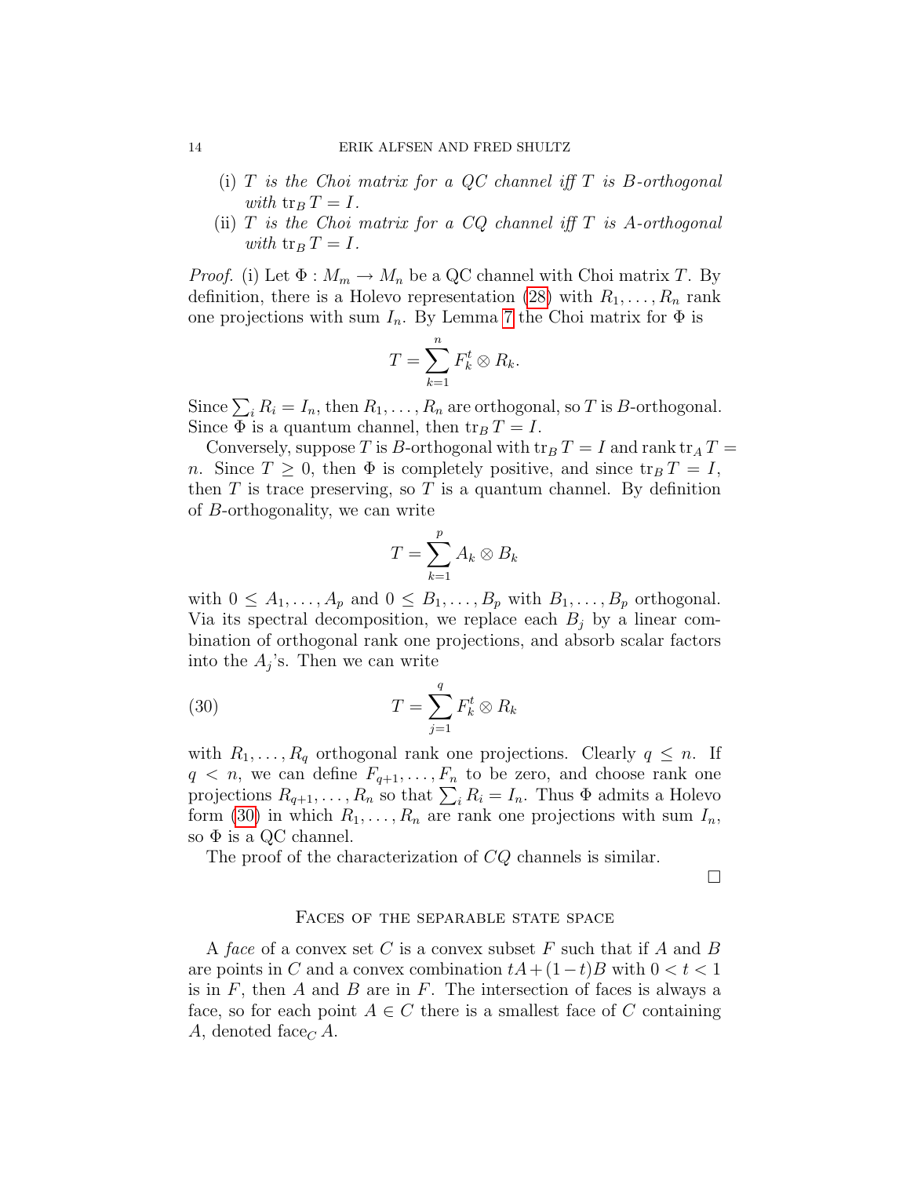(i) *$T$ is the Choi matrix for a QC channel iff $T$ is $B$-orthogonal with* $\operatorname{tr}_B T = I$.

(ii) *$T$ is the Choi matrix for a CQ channel iff $T$ is $A$-orthogonal with* $\operatorname{tr}_B T = I$.

*Proof.* (i) Let $\Phi : M_m \to M_n$ be a QC channel with Choi matrix $T$. By definition, there is a Holevo representation (28) with $R_1, \ldots, R_n$ rank one projections with sum $I_n$. By Lemma 7 the Choi matrix for $\Phi$ is

$$T = \sum_{k=1}^{n} F_k^t \otimes R_k.$$

Since $\sum_i R_i = I_n$, then $R_1, \ldots, R_n$ are orthogonal, so $T$ is $B$-orthogonal. Since $\Phi$ is a quantum channel, then $\operatorname{tr}_B T = I$.

Conversely, suppose $T$ is $B$-orthogonal with $\operatorname{tr}_B T = I$ and $\operatorname{rank} \operatorname{tr}_A T = n$. Since $T \geq 0$, then $\Phi$ is completely positive, and since $\operatorname{tr}_B T = I$, then $T$ is trace preserving, so $T$ is a quantum channel. By definition of $B$-orthogonality, we can write

$$T = \sum_{k=1}^{p} A_k \otimes B_k$$

with $0 \leq A_1, \ldots, A_p$ and $0 \leq B_1, \ldots, B_p$ with $B_1, \ldots, B_p$ orthogonal. Via its spectral decomposition, we replace each $B_j$ by a linear combination of orthogonal rank one projections, and absorb scalar factors into the $A_j$'s. Then we can write

$$T = \sum_{j=1}^{q} F_k^t \otimes R_k \tag{30}$$

with $R_1, \ldots, R_q$ orthogonal rank one projections. Clearly $q \leq n$. If $q < n$, we can define $F_{q+1}, \ldots, F_n$ to be zero, and choose rank one projections $R_{q+1}, \ldots, R_n$ so that $\sum_i R_i = I_n$. Thus $\Phi$ admits a Holevo form (30) in which $R_1, \ldots, R_n$ are rank one projections with sum $I_n$, so $\Phi$ is a QC channel.

The proof of the characterization of $CQ$ channels is similar.

$\square$

## Faces of the separable state space

A *face* of a convex set $C$ is a convex subset $F$ such that if $A$ and $B$ are points in $C$ and a convex combination $tA + (1-t)B$ with $0 < t < 1$ is in $F$, then $A$ and $B$ are in $F$. The intersection of faces is always a face, so for each point $A \in C$ there is a smallest face of $C$ containing $A$, denoted $\operatorname{face}_C A$.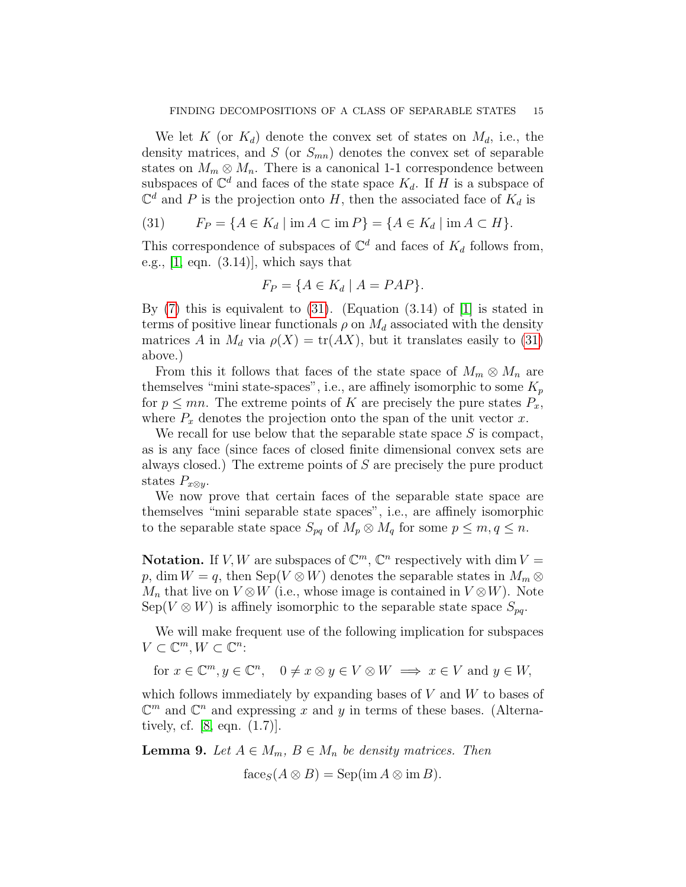We let $K$ (or $K_d$) denote the convex set of states on $M_d$, i.e., the density matrices, and $S$ (or $S_{mn}$) denotes the convex set of separable states on $M_m \otimes M_n$. There is a canonical 1-1 correspondence between subspaces of $\mathbb{C}^d$ and faces of the state space $K_d$. If $H$ is a subspace of $\mathbb{C}^d$ and $P$ is the projection onto $H$, then the associated face of $K_d$ is

$$F_P = \{A \in K_d \mid \operatorname{im} A \subset \operatorname{im} P\} = \{A \in K_d \mid \operatorname{im} A \subset H\}. \tag{31}$$

This correspondence of subspaces of $\mathbb{C}^d$ and faces of $K_d$ follows from, e.g., [1, eqn. (3.14)], which says that

$$F_P = \{A \in K_d \mid A = PAP\}.$$

By (7) this is equivalent to (31). (Equation (3.14) of [1] is stated in terms of positive linear functionals $\rho$ on $M_d$ associated with the density matrices $A$ in $M_d$ via $\rho(X) = \operatorname{tr}(AX)$, but it translates easily to (31) above.)

From this it follows that faces of the state space of $M_m \otimes M_n$ are themselves "mini state-spaces", i.e., are affinely isomorphic to some $K_p$ for $p \leq mn$. The extreme points of $K$ are precisely the pure states $P_x$, where $P_x$ denotes the projection onto the span of the unit vector $x$.

We recall for use below that the separable state space $S$ is compact, as is any face (since faces of closed finite dimensional convex sets are always closed.) The extreme points of $S$ are precisely the pure product states $P_{x\otimes y}$.

We now prove that certain faces of the separable state space are themselves "mini separable state spaces", i.e., are affinely isomorphic to the separable state space $S_{pq}$ of $M_p \otimes M_q$ for some $p \leq m, q \leq n$.

**Notation.** If $V, W$ are subspaces of $\mathbb{C}^m$, $\mathbb{C}^n$ respectively with $\dim V = p$, $\dim W = q$, then $\operatorname{Sep}(V \otimes W)$ denotes the separable states in $M_m \otimes M_n$ that live on $V \otimes W$ (i.e., whose image is contained in $V \otimes W$). Note $\operatorname{Sep}(V \otimes W)$ is affinely isomorphic to the separable state space $S_{pq}$.

We will make frequent use of the following implication for subspaces $V \subset \mathbb{C}^m, W \subset \mathbb{C}^n$:

$$\text{for } x \in \mathbb{C}^m, y \in \mathbb{C}^n, \quad 0 \neq x \otimes y \in V \otimes W \implies x \in V \text{ and } y \in W,$$

which follows immediately by expanding bases of $V$ and $W$ to bases of $\mathbb{C}^m$ and $\mathbb{C}^n$ and expressing $x$ and $y$ in terms of these bases. (Alternatively, cf. [8, eqn. (1.7)].

**Lemma 9.** *Let $A \in M_m$, $B \in M_n$ be density matrices. Then*

$$\operatorname{face}_S(A \otimes B) = \operatorname{Sep}(\operatorname{im} A \otimes \operatorname{im} B).$$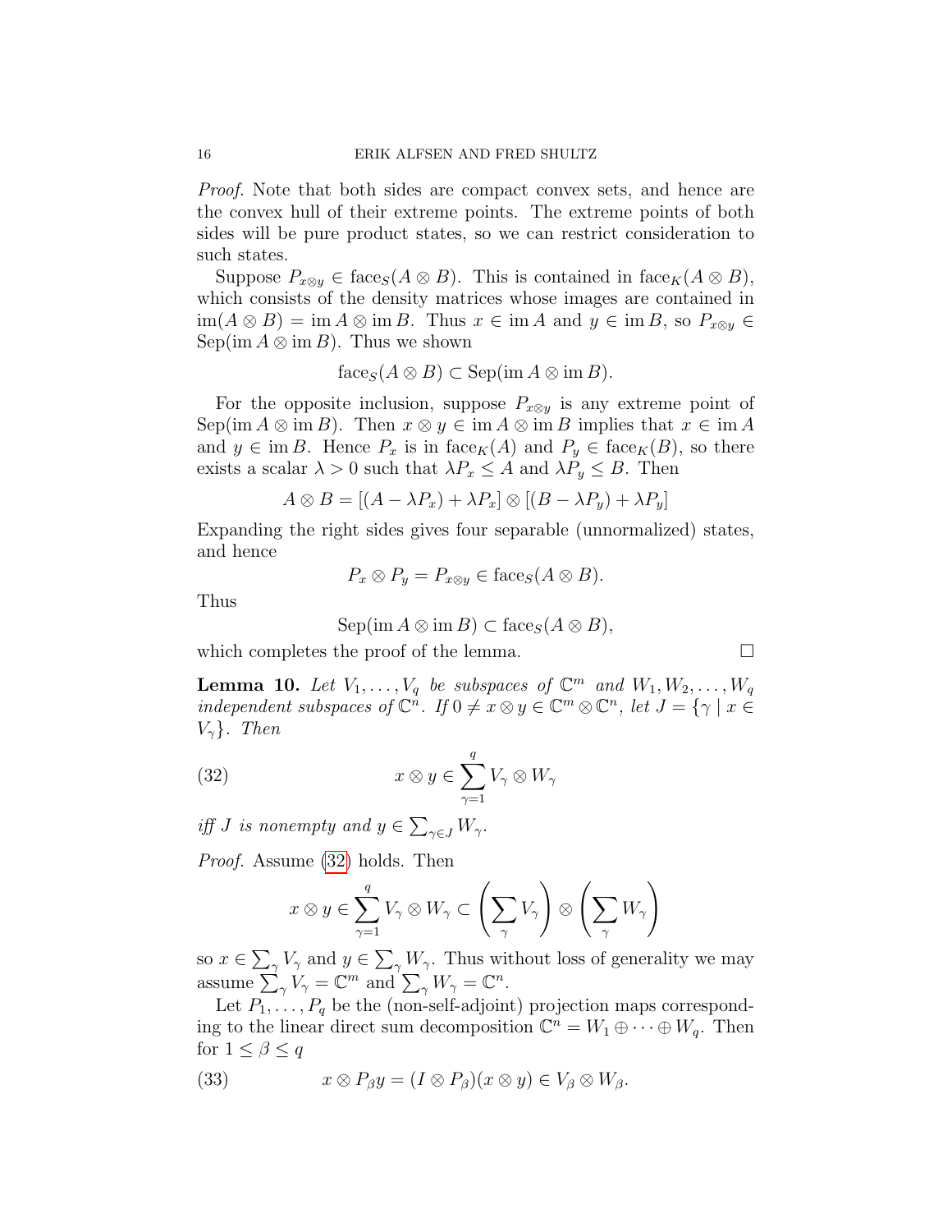*Proof.* Note that both sides are compact convex sets, and hence are the convex hull of their extreme points. The extreme points of both sides will be pure product states, so we can restrict consideration to such states.

Suppose $P_{x \otimes y} \in \text{face}_S(A \otimes B)$. This is contained in $\text{face}_K(A \otimes B)$, which consists of the density matrices whose images are contained in $\text{im}(A \otimes B) = \text{im}\, A \otimes \text{im}\, B$. Thus $x \in \text{im}\, A$ and $y \in \text{im}\, B$, so $P_{x \otimes y} \in \text{Sep}(\text{im}\, A \otimes \text{im}\, B)$. Thus we shown

$$\text{face}_S(A \otimes B) \subset \text{Sep}(\text{im}\, A \otimes \text{im}\, B).$$

For the opposite inclusion, suppose $P_{x \otimes y}$ is any extreme point of $\text{Sep}(\text{im}\, A \otimes \text{im}\, B)$. Then $x \otimes y \in \text{im}\, A \otimes \text{im}\, B$ implies that $x \in \text{im}\, A$ and $y \in \text{im}\, B$. Hence $P_x$ is in $\text{face}_K(A)$ and $P_y \in \text{face}_K(B)$, so there exists a scalar $\lambda > 0$ such that $\lambda P_x \leq A$ and $\lambda P_y \leq B$. Then

$$A \otimes B = [(A - \lambda P_x) + \lambda P_x] \otimes [(B - \lambda P_y) + \lambda P_y]$$

Expanding the right sides gives four separable (unnormalized) states, and hence

$$P_x \otimes P_y = P_{x \otimes y} \in \text{face}_S(A \otimes B).$$

Thus

$$\text{Sep}(\text{im}\, A \otimes \text{im}\, B) \subset \text{face}_S(A \otimes B),$$

which completes the proof of the lemma. $\square$

**Lemma 10.** *Let $V_1, \ldots, V_q$ be subspaces of $\mathbb{C}^m$ and $W_1, W_2, \ldots, W_q$ independent subspaces of $\mathbb{C}^n$. If $0 \neq x \otimes y \in \mathbb{C}^m \otimes \mathbb{C}^n$, let $J = \{\gamma \mid x \in V_\gamma\}$. Then*

$$x \otimes y \in \sum_{\gamma=1}^{q} V_\gamma \otimes W_\gamma \tag{32}$$

*iff $J$ is nonempty and $y \in \sum_{\gamma \in J} W_\gamma$.*

*Proof.* Assume (32) holds. Then

$$x \otimes y \in \sum_{\gamma=1}^{q} V_\gamma \otimes W_\gamma \subset \left( \sum_\gamma V_\gamma \right) \otimes \left( \sum_\gamma W_\gamma \right)$$

so $x \in \sum_\gamma V_\gamma$ and $y \in \sum_\gamma W_\gamma$. Thus without loss of generality we may assume $\sum_\gamma V_\gamma = \mathbb{C}^m$ and $\sum_\gamma W_\gamma = \mathbb{C}^n$.

Let $P_1, \ldots, P_q$ be the (non-self-adjoint) projection maps corresponding to the linear direct sum decomposition $\mathbb{C}^n = W_1 \oplus \cdots \oplus W_q$. Then for $1 \leq \beta \leq q$

$$x \otimes P_\beta y = (I \otimes P_\beta)(x \otimes y) \in V_\beta \otimes W_\beta. \tag{33}$$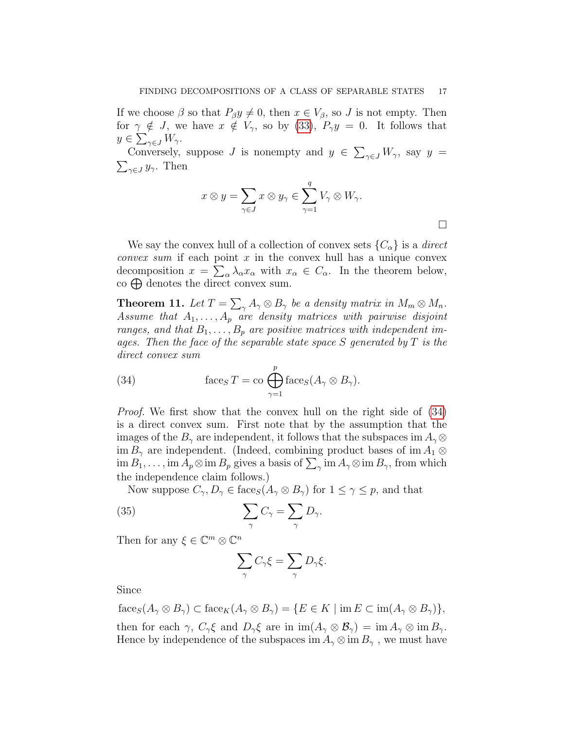If we choose $\beta$ so that $P_\beta y \neq 0$, then $x \in V_\beta$, so $J$ is not empty. Then for $\gamma \notin J$, we have $x \notin V_\gamma$, so by (33), $P_\gamma y = 0$. It follows that $y \in \sum_{\gamma \in J} W_\gamma$.

Conversely, suppose $J$ is nonempty and $y \in \sum_{\gamma \in J} W_\gamma$, say $y = \sum_{\gamma \in J} y_\gamma$. Then

$$x \otimes y = \sum_{\gamma \in J} x \otimes y_\gamma \in \sum_{\gamma=1}^{q} V_\gamma \otimes W_\gamma.$$

□

We say the convex hull of a collection of convex sets $\{C_\alpha\}$ is a *direct convex sum* if each point $x$ in the convex hull has a unique convex decomposition $x = \sum_\alpha \lambda_\alpha x_\alpha$ with $x_\alpha \in C_\alpha$. In the theorem below, $\operatorname{co} \bigoplus$ denotes the direct convex sum.

**Theorem 11.** *Let $T = \sum_\gamma A_\gamma \otimes B_\gamma$ be a density matrix in $M_m \otimes M_n$. Assume that $A_1, \ldots, A_p$ are density matrices with pairwise disjoint ranges, and that $B_1, \ldots, B_p$ are positive matrices with independent images. Then the face of the separable state space $S$ generated by $T$ is the direct convex sum*

$$\operatorname{face}_S T = \operatorname{co} \bigoplus_{\gamma=1}^{p} \operatorname{face}_S(A_\gamma \otimes B_\gamma). \tag{34}$$

*Proof.* We first show that the convex hull on the right side of (34) is a direct convex sum. First note that by the assumption that the images of the $B_\gamma$ are independent, it follows that the subspaces $\operatorname{im} A_\gamma \otimes \operatorname{im} B_\gamma$ are independent. (Indeed, combining product bases of $\operatorname{im} A_1 \otimes \operatorname{im} B_1, \ldots, \operatorname{im} A_p \otimes \operatorname{im} B_p$ gives a basis of $\sum_\gamma \operatorname{im} A_\gamma \otimes \operatorname{im} B_\gamma$, from which the independence claim follows.)

Now suppose $C_\gamma, D_\gamma \in \operatorname{face}_S(A_\gamma \otimes B_\gamma)$ for $1 \leq \gamma \leq p$, and that

$$\sum_\gamma C_\gamma = \sum_\gamma D_\gamma. \tag{35}$$

Then for any $\xi \in \mathbb{C}^m \otimes \mathbb{C}^n$

$$\sum_\gamma C_\gamma \xi = \sum_\gamma D_\gamma \xi.$$

Since

$$\operatorname{face}_S(A_\gamma \otimes B_\gamma) \subset \operatorname{face}_K(A_\gamma \otimes B_\gamma) = \{E \in K \mid \operatorname{im} E \subset \operatorname{im}(A_\gamma \otimes B_\gamma)\},$$

then for each $\gamma$, $C_\gamma \xi$ and $D_\gamma \xi$ are in $\operatorname{im}(A_\gamma \otimes \mathcal{B}_\gamma) = \operatorname{im} A_\gamma \otimes \operatorname{im} B_\gamma$. Hence by independence of the subspaces $\operatorname{im} A_\gamma \otimes \operatorname{im} B_\gamma$ , we must have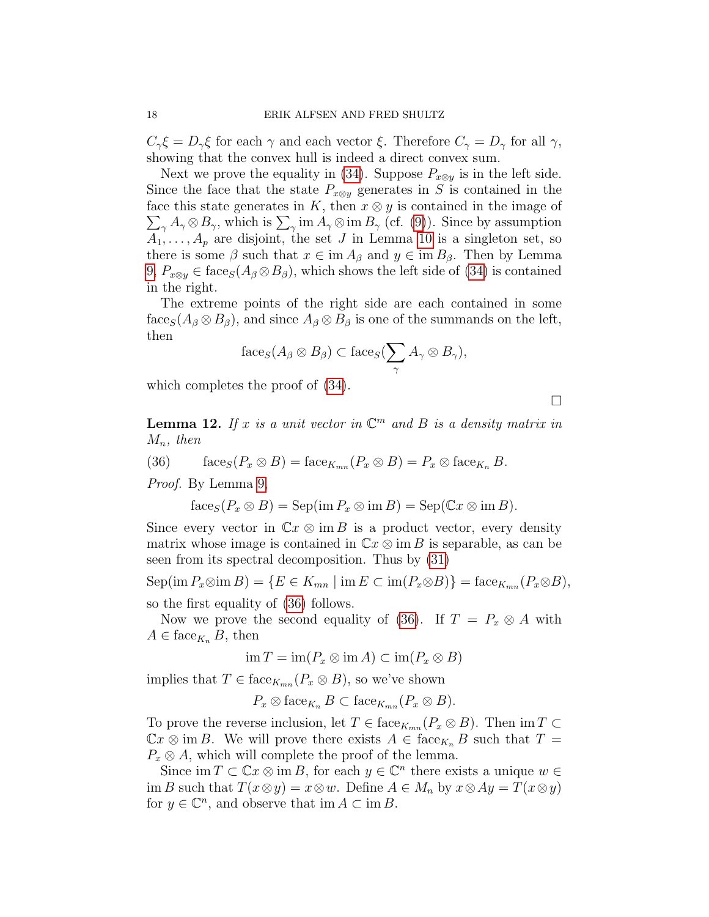$C_\gamma \xi = D_\gamma \xi$ for each $\gamma$ and each vector $\xi$. Therefore $C_\gamma = D_\gamma$ for all $\gamma$, showing that the convex hull is indeed a direct convex sum.

Next we prove the equality in (34). Suppose $P_{x\otimes y}$ is in the left side. Since the face that the state $P_{x\otimes y}$ generates in $S$ is contained in the face this state generates in $K$, then $x \otimes y$ is contained in the image of $\sum_\gamma A_\gamma \otimes B_\gamma$, which is $\sum_\gamma \operatorname{im} A_\gamma \otimes \operatorname{im} B_\gamma$ (cf. (9)). Since by assumption $A_1, \ldots, A_p$ are disjoint, the set $J$ in Lemma 10 is a singleton set, so there is some $\beta$ such that $x \in \operatorname{im} A_\beta$ and $y \in \operatorname{im} B_\beta$. Then by Lemma 9, $P_{x\otimes y} \in \operatorname{face}_S(A_\beta \otimes B_\beta)$, which shows the left side of (34) is contained in the right.

The extreme points of the right side are each contained in some $\operatorname{face}_S(A_\beta \otimes B_\beta)$, and since $A_\beta \otimes B_\beta$ is one of the summands on the left, then

$$\operatorname{face}_S(A_\beta \otimes B_\beta) \subset \operatorname{face}_S(\sum_\gamma A_\gamma \otimes B_\gamma),$$

which completes the proof of (34).

□

**Lemma 12.** *If $x$ is a unit vector in $\mathbb{C}^m$ and $B$ is a density matrix in $M_n$, then*

$$\operatorname{face}_S(P_x \otimes B) = \operatorname{face}_{K_{mn}}(P_x \otimes B) = P_x \otimes \operatorname{face}_{K_n} B. \tag{36}$$

*Proof.* By Lemma 9,

$$\operatorname{face}_S(P_x \otimes B) = \operatorname{Sep}(\operatorname{im} P_x \otimes \operatorname{im} B) = \operatorname{Sep}(\mathbb{C}x \otimes \operatorname{im} B).$$

Since every vector in $\mathbb{C}x \otimes \operatorname{im} B$ is a product vector, every density matrix whose image is contained in $\mathbb{C}x \otimes \operatorname{im} B$ is separable, as can be seen from its spectral decomposition. Thus by (31)

$$\operatorname{Sep}(\operatorname{im} P_x \otimes \operatorname{im} B) = \{E \in K_{mn} \mid \operatorname{im} E \subset \operatorname{im}(P_x \otimes B)\} = \operatorname{face}_{K_{mn}}(P_x \otimes B),$$

so the first equality of (36) follows.

Now we prove the second equality of (36). If $T = P_x \otimes A$ with $A \in \operatorname{face}_{K_n} B$, then

$$\operatorname{im} T = \operatorname{im}(P_x \otimes \operatorname{im} A) \subset \operatorname{im}(P_x \otimes B)$$

implies that $T \in \operatorname{face}_{K_{mn}}(P_x \otimes B)$, so we've shown

$$P_x \otimes \operatorname{face}_{K_n} B \subset \operatorname{face}_{K_{mn}}(P_x \otimes B).$$

To prove the reverse inclusion, let $T \in \operatorname{face}_{K_{mn}}(P_x \otimes B)$. Then $\operatorname{im} T \subset \mathbb{C}x \otimes \operatorname{im} B$. We will prove there exists $A \in \operatorname{face}_{K_n} B$ such that $T = P_x \otimes A$, which will complete the proof of the lemma.

Since $\operatorname{im} T \subset \mathbb{C}x \otimes \operatorname{im} B$, for each $y \in \mathbb{C}^n$ there exists a unique $w \in \operatorname{im} B$ such that $T(x \otimes y) = x \otimes w$. Define $A \in M_n$ by $x \otimes Ay = T(x \otimes y)$ for $y \in \mathbb{C}^n$, and observe that $\operatorname{im} A \subset \operatorname{im} B$.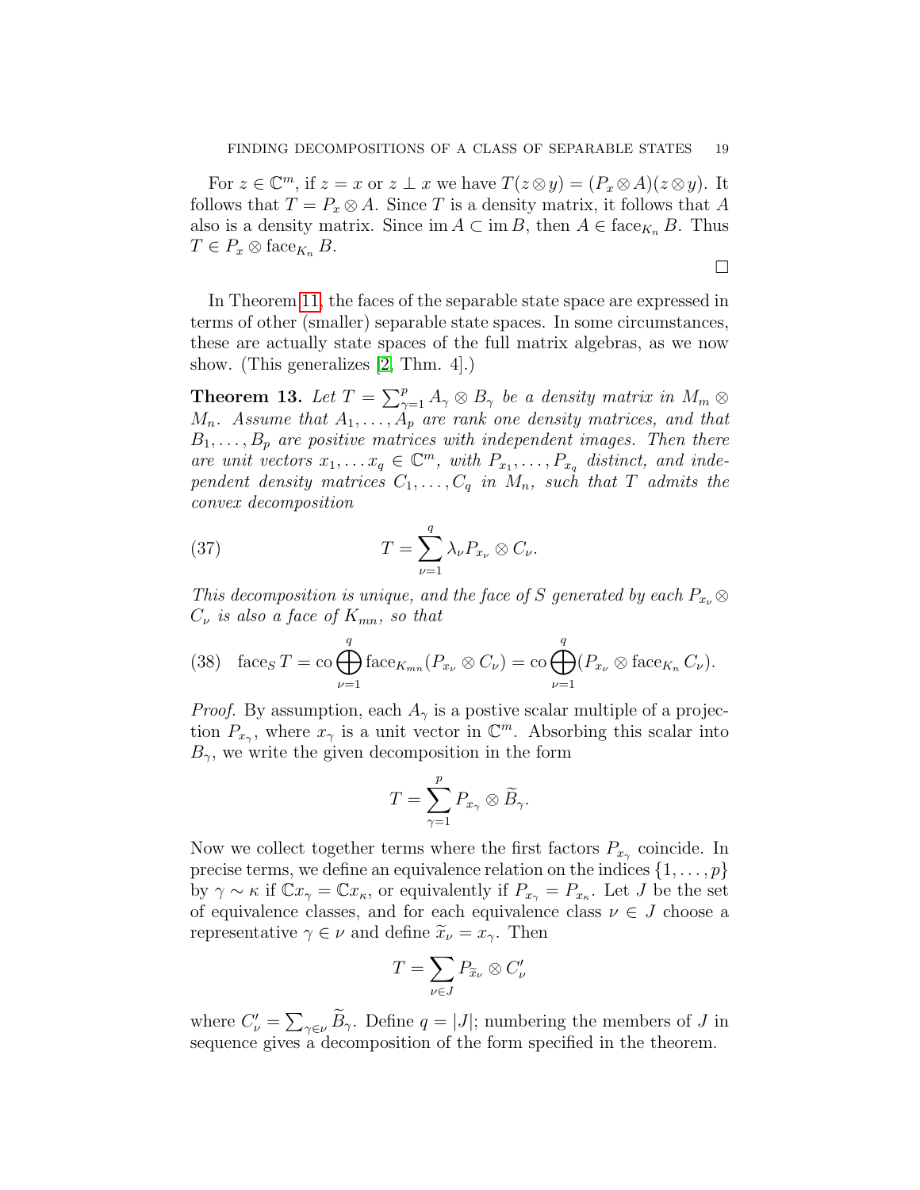For $z \in \mathbb{C}^m$, if $z = x$ or $z \perp x$ we have $T(z \otimes y) = (P_x \otimes A)(z \otimes y)$. It follows that $T = P_x \otimes A$. Since $T$ is a density matrix, it follows that $A$ also is a density matrix. Since $\operatorname{im} A \subset \operatorname{im} B$, then $A \in \operatorname{face}_{K_n} B$. Thus $T \in P_x \otimes \operatorname{face}_{K_n} B$.

$\square$

In Theorem 11, the faces of the separable state space are expressed in terms of other (smaller) separable state spaces. In some circumstances, these are actually state spaces of the full matrix algebras, as we now show. (This generalizes [2, Thm. 4].)

**Theorem 13.** *Let $T = \sum_{\gamma=1}^{p} A_\gamma \otimes B_\gamma$ be a density matrix in $M_m \otimes M_n$. Assume that $A_1, \ldots, A_p$ are rank one density matrices, and that $B_1, \ldots, B_p$ are positive matrices with independent images. Then there are unit vectors $x_1, \ldots x_q \in \mathbb{C}^m$, with $P_{x_1}, \ldots, P_{x_q}$ distinct, and independent density matrices $C_1, \ldots, C_q$ in $M_n$, such that $T$ admits the convex decomposition*

$$T = \sum_{\nu=1}^{q} \lambda_\nu P_{x_\nu} \otimes C_\nu. \tag{37}$$

*This decomposition is unique, and the face of $S$ generated by each $P_{x_\nu} \otimes C_\nu$ is also a face of $K_{mn}$, so that*

$$\operatorname{face}_S T = \operatorname{co} \bigoplus_{\nu=1}^{q} \operatorname{face}_{K_{mn}}(P_{x_\nu} \otimes C_\nu) = \operatorname{co} \bigoplus_{\nu=1}^{q} (P_{x_\nu} \otimes \operatorname{face}_{K_n} C_\nu). \tag{38}$$

*Proof.* By assumption, each $A_\gamma$ is a postive scalar multiple of a projection $P_{x_\gamma}$, where $x_\gamma$ is a unit vector in $\mathbb{C}^m$. Absorbing this scalar into $B_\gamma$, we write the given decomposition in the form

$$T = \sum_{\gamma=1}^{p} P_{x_\gamma} \otimes \widetilde{B}_\gamma.$$

Now we collect together terms where the first factors $P_{x_\gamma}$ coincide. In precise terms, we define an equivalence relation on the indices $\{1, \ldots, p\}$ by $\gamma \sim \kappa$ if $\mathbb{C}x_\gamma = \mathbb{C}x_\kappa$, or equivalently if $P_{x_\gamma} = P_{x_\kappa}$. Let $J$ be the set of equivalence classes, and for each equivalence class $\nu \in J$ choose a representative $\gamma \in \nu$ and define $\widetilde{x}_\nu = x_\gamma$. Then

$$T = \sum_{\nu \in J} P_{\widetilde{x}_\nu} \otimes C'_\nu$$

where $C'_\nu = \sum_{\gamma \in \nu} \widetilde{B}_\gamma$. Define $q = |J|$; numbering the members of $J$ in sequence gives a decomposition of the form specified in the theorem.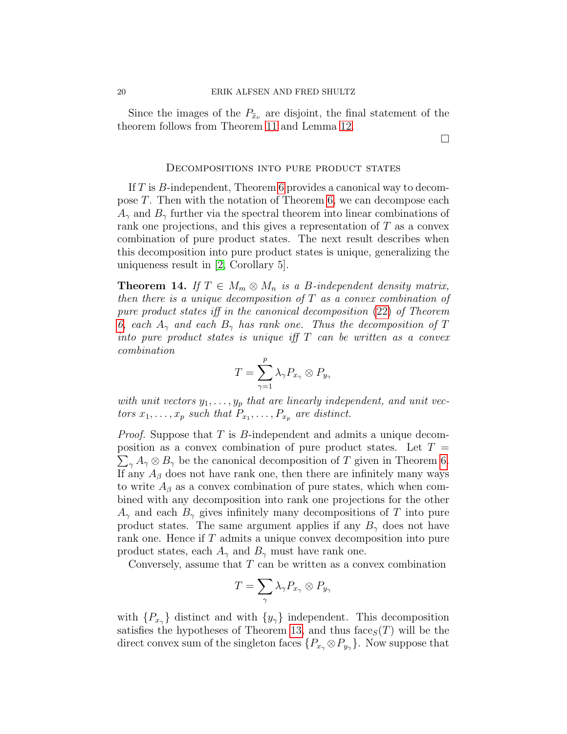Since the images of the $P_{\widetilde{x}_\nu}$ are disjoint, the final statement of the theorem follows from Theorem 11 and Lemma 12.

$\square$

## Decompositions into pure product states

If $T$ is $B$-independent, Theorem 6 provides a canonical way to decompose $T$. Then with the notation of Theorem 6, we can decompose each $A_\gamma$ and $B_\gamma$ further via the spectral theorem into linear combinations of rank one projections, and this gives a representation of $T$ as a convex combination of pure product states. The next result describes when this decomposition into pure product states is unique, generalizing the uniqueness result in [2, Corollary 5].

**Theorem 14.** *If $T \in M_m \otimes M_n$ is a $B$-independent density matrix, then there is a unique decomposition of $T$ as a convex combination of pure product states iff in the canonical decomposition (22) of Theorem 6, each $A_\gamma$ and each $B_\gamma$ has rank one. Thus the decomposition of $T$ into pure product states is unique iff $T$ can be written as a convex combination*

$$T = \sum_{\gamma=1}^{p} \lambda_\gamma P_{x_\gamma} \otimes P_{y_\gamma}$$

*with unit vectors $y_1, \ldots, y_p$ that are linearly independent, and unit vectors $x_1, \ldots, x_p$ such that $P_{x_1}, \ldots, P_{x_p}$ are distinct.*

*Proof.* Suppose that $T$ is $B$-independent and admits a unique decomposition as a convex combination of pure product states. Let $T = \sum_\gamma A_\gamma \otimes B_\gamma$ be the canonical decomposition of $T$ given in Theorem 6. If any $A_\beta$ does not have rank one, then there are infinitely many ways to write $A_\beta$ as a convex combination of pure states, which when combined with any decomposition into rank one projections for the other $A_\gamma$ and each $B_\gamma$ gives infinitely many decompositions of $T$ into pure product states. The same argument applies if any $B_\gamma$ does not have rank one. Hence if $T$ admits a unique convex decomposition into pure product states, each $A_\gamma$ and $B_\gamma$ must have rank one.

Conversely, assume that $T$ can be written as a convex combination

$$T = \sum_\gamma \lambda_\gamma P_{x_\gamma} \otimes P_{y_\gamma}$$

with $\{P_{x_\gamma}\}$ distinct and with $\{y_\gamma\}$ independent. This decomposition satisfies the hypotheses of Theorem 13, and thus $\mathrm{face}_S(T)$ will be the direct convex sum of the singleton faces $\{P_{x_\gamma} \otimes P_{y_\gamma}\}$. Now suppose that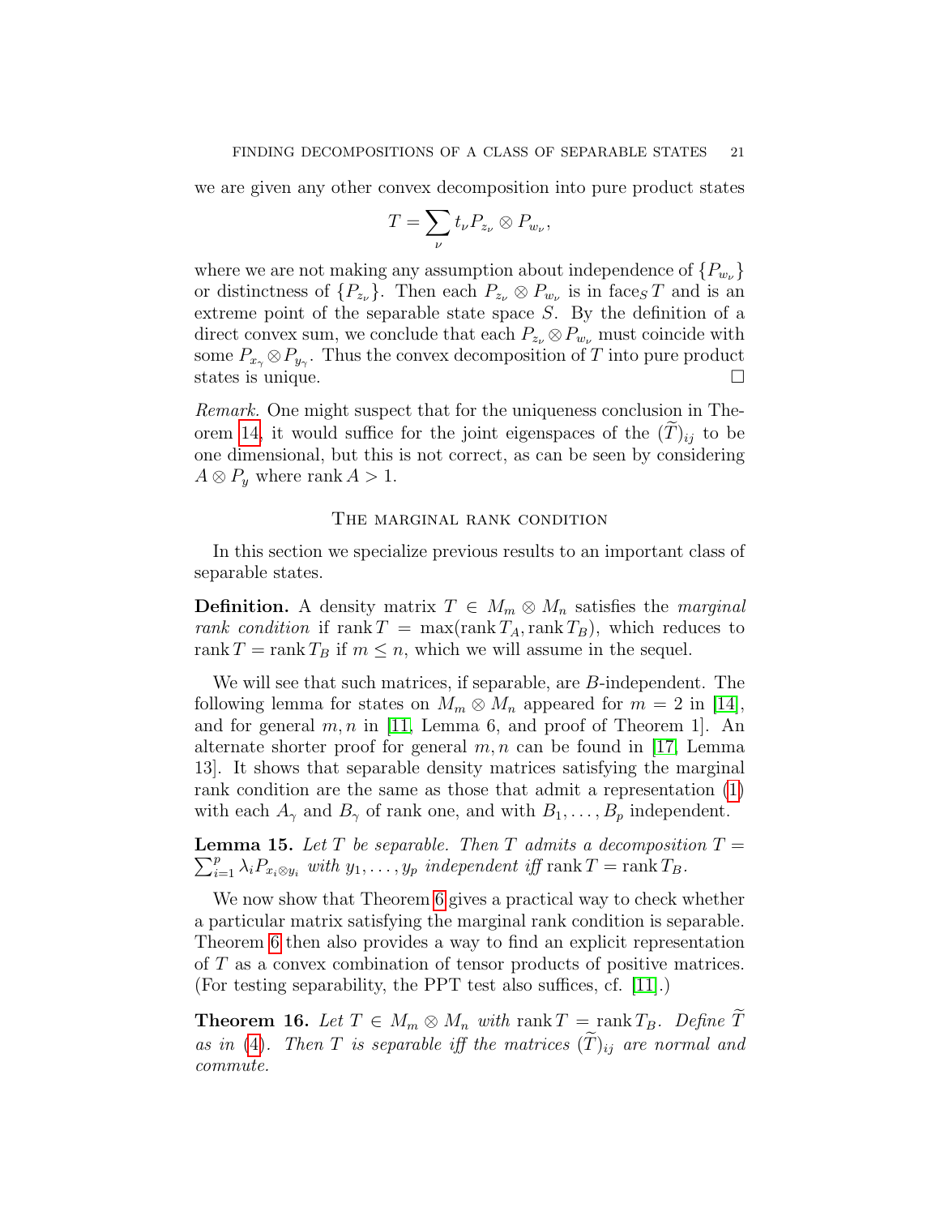we are given any other convex decomposition into pure product states

$$T = \sum_{\nu} t_\nu P_{z_\nu} \otimes P_{w_\nu},$$

where we are not making any assumption about independence of $\{P_{w_\nu}\}$ or distinctness of $\{P_{z_\nu}\}$. Then each $P_{z_\nu} \otimes P_{w_\nu}$ is in $\mathrm{face}_S T$ and is an extreme point of the separable state space $S$. By the definition of a direct convex sum, we conclude that each $P_{z_\nu} \otimes P_{w_\nu}$ must coincide with some $P_{x_\gamma} \otimes P_{y_\gamma}$. Thus the convex decomposition of $T$ into pure product states is unique. $\square$

*Remark.* One might suspect that for the uniqueness conclusion in Theorem 14, it would suffice for the joint eigenspaces of the $(\widetilde{T})_{ij}$ to be one dimensional, but this is not correct, as can be seen by considering $A \otimes P_y$ where $\operatorname{rank} A > 1$.

## The marginal rank condition

In this section we specialize previous results to an important class of separable states.

**Definition.** A density matrix $T \in M_m \otimes M_n$ satisfies the *marginal rank condition* if $\operatorname{rank} T = \max(\operatorname{rank} T_A, \operatorname{rank} T_B)$, which reduces to $\operatorname{rank} T = \operatorname{rank} T_B$ if $m \leq n$, which we will assume in the sequel.

We will see that such matrices, if separable, are $B$-independent. The following lemma for states on $M_m \otimes M_n$ appeared for $m = 2$ in [14], and for general $m, n$ in [11, Lemma 6, and proof of Theorem 1]. An alternate shorter proof for general $m, n$ can be found in [17, Lemma 13]. It shows that separable density matrices satisfying the marginal rank condition are the same as those that admit a representation (1) with each $A_\gamma$ and $B_\gamma$ of rank one, and with $B_1, \ldots, B_p$ independent.

**Lemma 15.** *Let $T$ be separable. Then $T$ admits a decomposition $T = \sum_{i=1}^{p} \lambda_i P_{x_i \otimes y_i}$ with $y_1, \ldots, y_p$ independent iff $\operatorname{rank} T = \operatorname{rank} T_B$.*

We now show that Theorem 6 gives a practical way to check whether a particular matrix satisfying the marginal rank condition is separable. Theorem 6 then also provides a way to find an explicit representation of $T$ as a convex combination of tensor products of positive matrices. (For testing separability, the PPT test also suffices, cf. [11].)

**Theorem 16.** *Let $T \in M_m \otimes M_n$ with $\operatorname{rank} T = \operatorname{rank} T_B$. Define $\widetilde{T}$ as in (4). Then $T$ is separable iff the matrices $(\widetilde{T})_{ij}$ are normal and commute.*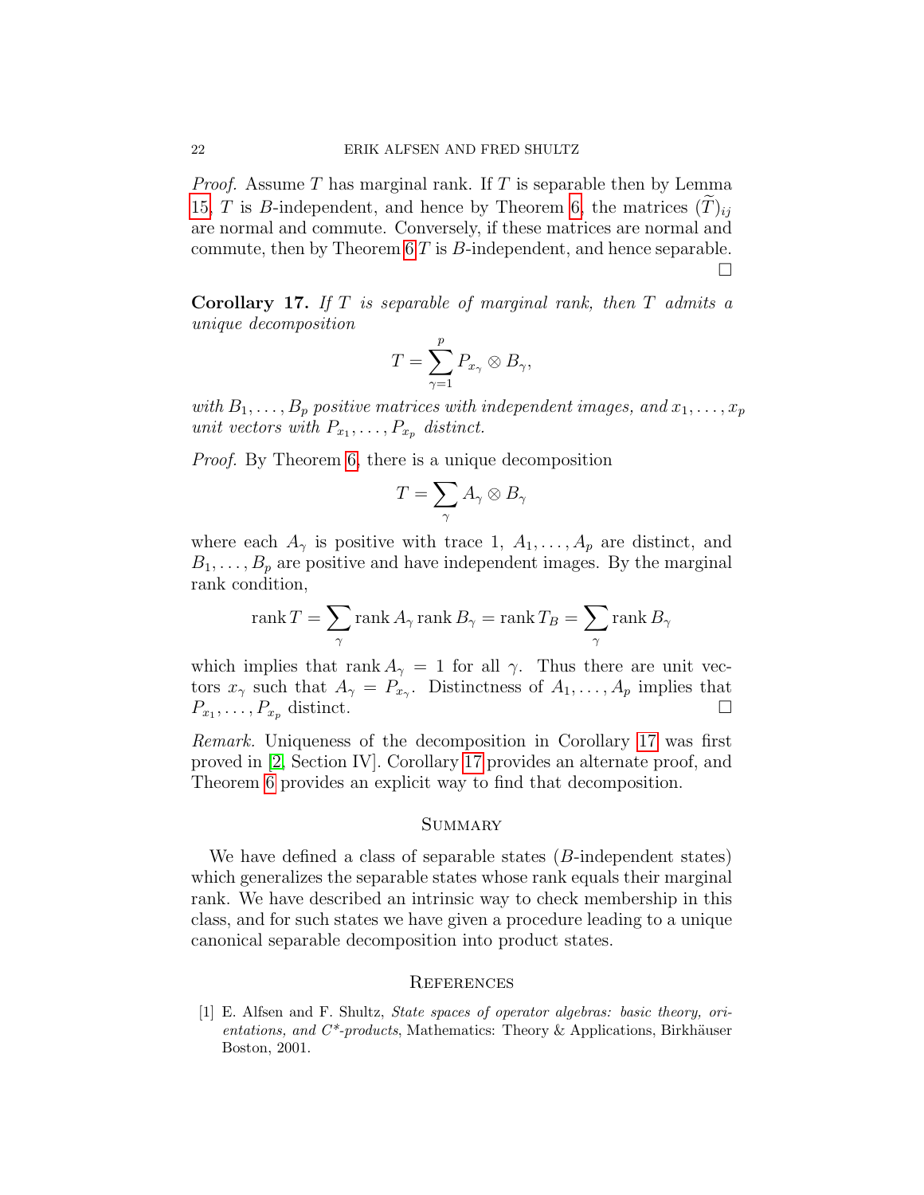*Proof.* Assume $T$ has marginal rank. If $T$ is separable then by Lemma 15, $T$ is $B$-independent, and hence by Theorem 6, the matrices $(\widetilde{T})_{ij}$ are normal and commute. Conversely, if these matrices are normal and commute, then by Theorem 6 $T$ is $B$-independent, and hence separable. □

**Corollary 17.** *If $T$ is separable of marginal rank, then $T$ admits a unique decomposition*

$$T = \sum_{\gamma=1}^{p} P_{x_\gamma} \otimes B_\gamma,$$

*with $B_1, \ldots, B_p$ positive matrices with independent images, and $x_1, \ldots, x_p$ unit vectors with $P_{x_1}, \ldots, P_{x_p}$ distinct.*

*Proof.* By Theorem 6, there is a unique decomposition

$$T = \sum_\gamma A_\gamma \otimes B_\gamma$$

where each $A_\gamma$ is positive with trace 1, $A_1, \ldots, A_p$ are distinct, and $B_1, \ldots, B_p$ are positive and have independent images. By the marginal rank condition,

$$\operatorname{rank} T = \sum_\gamma \operatorname{rank} A_\gamma \operatorname{rank} B_\gamma = \operatorname{rank} T_B = \sum_\gamma \operatorname{rank} B_\gamma$$

which implies that $\operatorname{rank} A_\gamma = 1$ for all $\gamma$. Thus there are unit vectors $x_\gamma$ such that $A_\gamma = P_{x_\gamma}$. Distinctness of $A_1, \ldots, A_p$ implies that $P_{x_1}, \ldots, P_{x_p}$ distinct. □

*Remark.* Uniqueness of the decomposition in Corollary 17 was first proved in [2, Section IV]. Corollary 17 provides an alternate proof, and Theorem 6 provides an explicit way to find that decomposition.

## Summary

We have defined a class of separable states ($B$-independent states) which generalizes the separable states whose rank equals their marginal rank. We have described an intrinsic way to check membership in this class, and for such states we have given a procedure leading to a unique canonical separable decomposition into product states.

## References

[1] E. Alfsen and F. Shultz, *State spaces of operator algebras: basic theory, orientations, and C\*-products*, Mathematics: Theory & Applications, Birkhäuser Boston, 2001.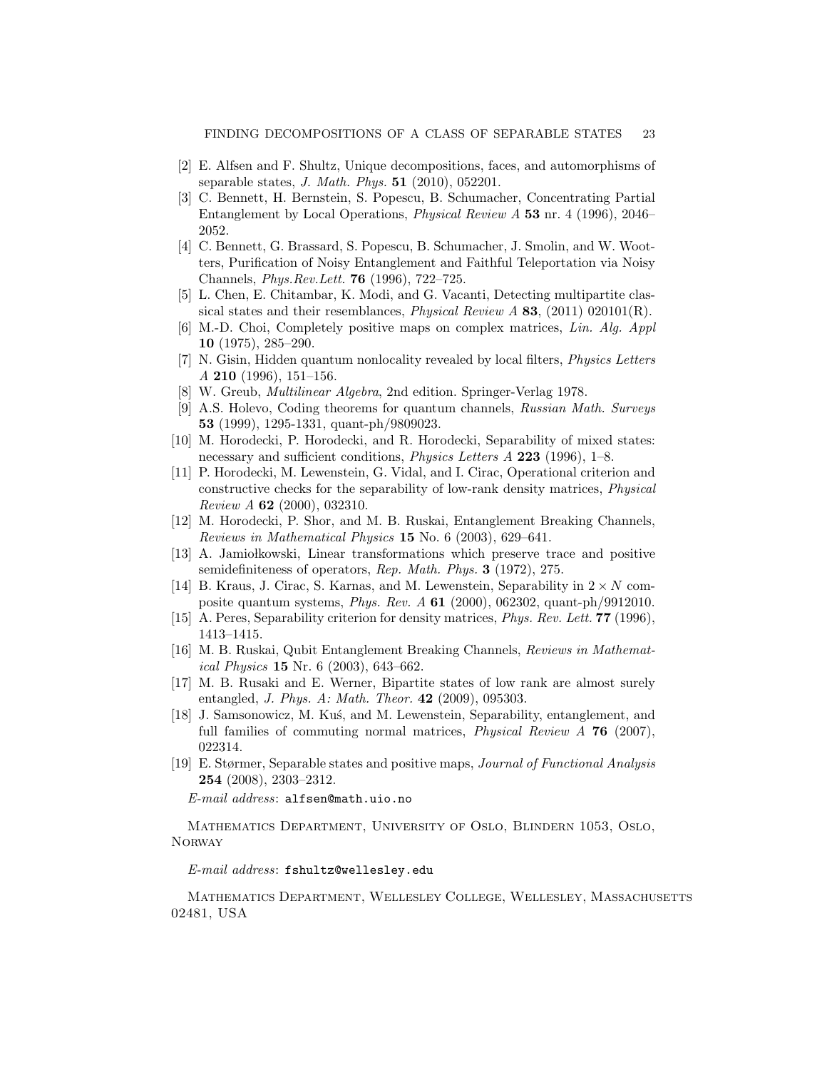[2] E. Alfsen and F. Shultz, Unique decompositions, faces, and automorphisms of separable states, *J. Math. Phys.* **51** (2010), 052201.

[3] C. Bennett, H. Bernstein, S. Popescu, B. Schumacher, Concentrating Partial Entanglement by Local Operations, *Physical Review A* **53** nr. 4 (1996), 2046–2052.

[4] C. Bennett, G. Brassard, S. Popescu, B. Schumacher, J. Smolin, and W. Wootters, Purification of Noisy Entanglement and Faithful Teleportation via Noisy Channels, *Phys.Rev.Lett.* **76** (1996), 722–725.

[5] L. Chen, E. Chitambar, K. Modi, and G. Vacanti, Detecting multipartite classical states and their resemblances, *Physical Review A* **83**, (2011) 020101(R).

[6] M.-D. Choi, Completely positive maps on complex matrices, *Lin. Alg. Appl* **10** (1975), 285–290.

[7] N. Gisin, Hidden quantum nonlocality revealed by local filters, *Physics Letters A* **210** (1996), 151–156.

[8] W. Greub, *Multilinear Algebra*, 2nd edition. Springer-Verlag 1978.

[9] A.S. Holevo, Coding theorems for quantum channels, *Russian Math. Surveys* **53** (1999), 1295-1331, quant-ph/9809023.

[10] M. Horodecki, P. Horodecki, and R. Horodecki, Separability of mixed states: necessary and sufficient conditions, *Physics Letters A* **223** (1996), 1–8.

[11] P. Horodecki, M. Lewenstein, G. Vidal, and I. Cirac, Operational criterion and constructive checks for the separability of low-rank density matrices, *Physical Review A* **62** (2000), 032310.

[12] M. Horodecki, P. Shor, and M. B. Ruskai, Entanglement Breaking Channels, *Reviews in Mathematical Physics* **15** No. 6 (2003), 629–641.

[13] A. Jamiołkowski, Linear transformations which preserve trace and positive semidefiniteness of operators, *Rep. Math. Phys.* **3** (1972), 275.

[14] B. Kraus, J. Cirac, S. Karnas, and M. Lewenstein, Separability in $2 \times N$ composite quantum systems, *Phys. Rev. A* **61** (2000), 062302, quant-ph/9912010.

[15] A. Peres, Separability criterion for density matrices, *Phys. Rev. Lett.* **77** (1996), 1413–1415.

[16] M. B. Ruskai, Qubit Entanglement Breaking Channels, *Reviews in Mathematical Physics* **15** Nr. 6 (2003), 643–662.

[17] M. B. Rusaki and E. Werner, Bipartite states of low rank are almost surely entangled, *J. Phys. A: Math. Theor.* **42** (2009), 095303.

[18] J. Samsonowicz, M. Kuś, and M. Lewenstein, Separability, entanglement, and full families of commuting normal matrices, *Physical Review A* **76** (2007), 022314.

[19] E. Størmer, Separable states and positive maps, *Journal of Functional Analysis* **254** (2008), 2303–2312.

*E-mail address*: alfsen@math.uio.no

Mathematics Department, University of Oslo, Blindern 1053, Oslo, Norway

*E-mail address*: fshultz@wellesley.edu

Mathematics Department, Wellesley College, Wellesley, Massachusetts 02481, USA